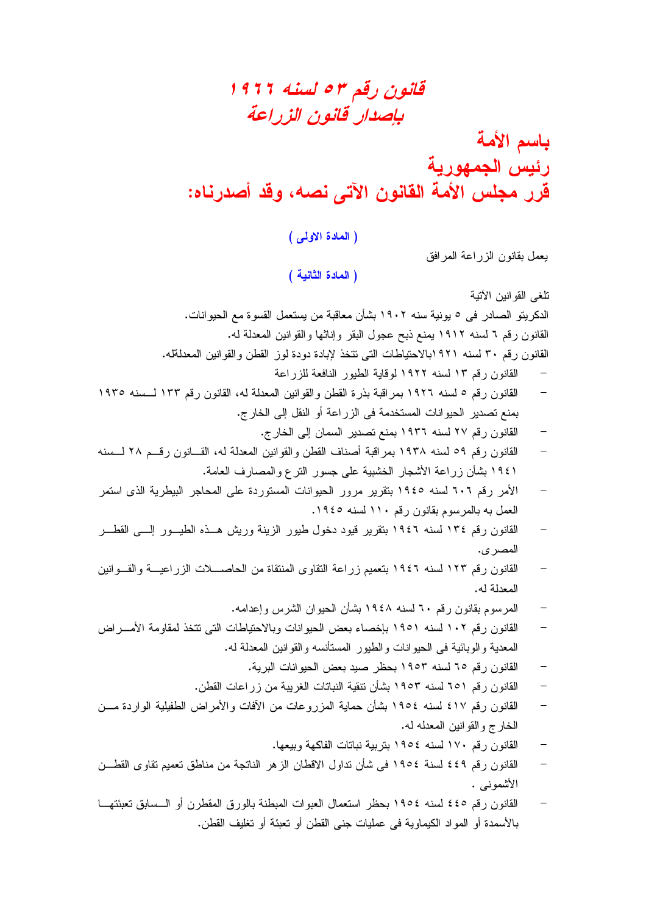# قانون رقم ٥٣ لسنه ١٩٦٦
# بإصدار قانون الزراعة

## باسم الأمة
## رئيس الجمهورية
## قرر مجلس الأمة القانون الآتى نصه، وقد أصدرناه:

**( المادة الاولى )**

يعمل بقانون الزراعة المرافق

**( المادة الثانية )**

تلغى القوانين الآتية

الدكريتو الصادر فى ٥ يونية سنه ١٩٠٢ بشأن معاقبة من يستعمل القسوة مع الحيوانات.

القانون رقم ٦ لسنه ١٩١٢ يمنع ذبح عجول البقر وإناثها والقوانين المعدلة له.

القانون رقم ٣٠ لسنه ١٩٢١بالاحتياطات التى تتخذ لإبادة دودة لوز القطن والقوانين المعدلةله.

- القانون رقم ١٣ لسنه ١٩٢٢ لوقاية الطيور النافعة للزراعة
- القانون رقم ٥ لسنه ١٩٢٦ بمراقبة بذرة القطن والقوانين المعدلة له، القانون رقم ١٣٣ لسنه ١٩٣٥ بمنع تصدير الحيوانات المستخدمة فى الزراعة أو النقل إلى الخارج.
- القانون رقم ٢٧ لسنه ١٩٣٦ بمنع تصدير السمان إلى الخارج.
- القانون رقم ٥٩ لسنه ١٩٣٨ بمراقبة أصناف القطن والقوانين المعدلة له، القانون رقم ٢٨ لسنه ١٩٤١ بشأن زراعة الأشجار الخشبية على جسور الترع والمصارف العامة.
- الأمر رقم ٦٠٦ لسنه ١٩٤٥ بتقرير مرور الحيوانات المستوردة على المحاجر البيطرية الذى استمر العمل به بالمرسوم بقانون رقم ١١٠ لسنه ١٩٤٥.
- القانون رقم ١٣٤ لسنه ١٩٤٦ بتقرير قيود دخول طيور الزينة وريش هذه الطيور إلى القطر المصرى.
- القانون رقم ١٢٣ لسنه ١٩٤٦ بتعميم زراعة التقاوى المنتقاة من الحاصلات الزراعية والقوانين المعدلة له.
- المرسوم بقانون رقم ٦٠ لسنه ١٩٤٨ بشأن الحيوان الشرس وإعدامه.
- القانون رقم ١٠٢ لسنه ١٩٥١ بإخصاء بعض الحيوانات وبالاحتياطات التى تتخذ لمقاومة الأمراض المعدية والوبائية فى الحيوانات والطيور المستأنسه والقوانين المعدلة له.
- القانون رقم ٦٥ لسنه ١٩٥٣ بحظر صيد بعض الحيوانات البرية.
- القانون رقم ٦٥١ لسنه ١٩٥٣ بشأن تنقية النباتات الغريبة من زراعات القطن.
- القانون رقم ٤١٧ لسنه ١٩٥٤ بشأن حماية المزروعات من الآفات والأمراض الطفيلية الواردة من الخارج والقوانين المعدله له.
- القانون رقم ١٧٠ لسنه ١٩٥٤ بتربية نباتات الفاكهة وبيعها.
- القانون رقم ٤٤٩ لسنة ١٩٥٤ فى شأن تداول الاقطان الزهر الناتجة من مناطق تعميم تقاوى القطن الأشمونى .
- القانون رقم ٤٤٥ لسنه ١٩٥٤ بحظر استعمال العبوات المبطنة بالورق المقطرن أو السابق تعبئتها بالأسمدة أو المواد الكيماوية فى عمليات جنى القطن أو تعبئة أو تغليف القطن.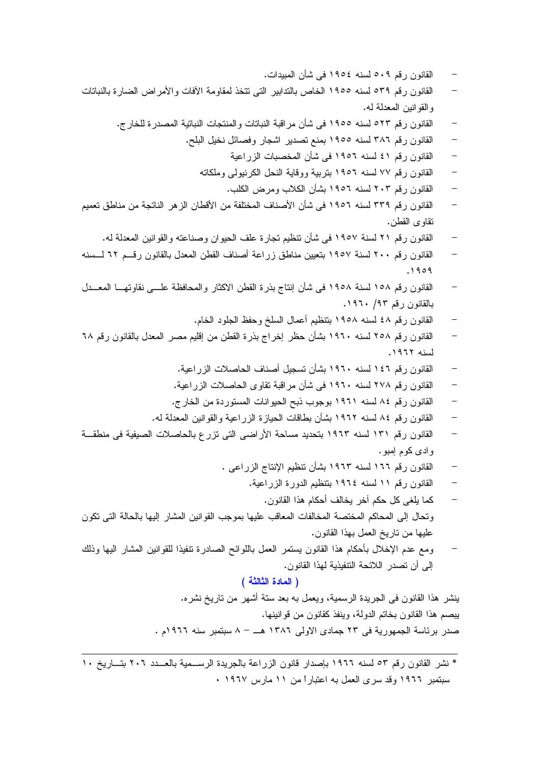- القانون رقم ٥٠٩ لسنه ١٩٥٤ فى شأن المبيدات.
- القانون رقم ٥٣٩ لسنه ١٩٥٥ الخاص بالتدابير التى تتخذ لمقاومة الآفات والأمراض الضارة بالنباتات والقوانين المعدلة له.
- القانون رقم ٥٢٣ لسنه ١٩٥٥ فى شأن مراقبة النباتات والمنتجات النباتية المصدرة للخارج.
- القانون رقم ٣٨٦ لسنه ١٩٥٥ بمنع تصدير اشجار وفصائل نخيل البلح.
- القانون رقم ٤١ لسنه ١٩٥٦ فى شأن المخصبات الزراعية
- القانون رقم ٧٧ لسنه ١٩٥٦ بتربية ووقاية النحل الكرنيولى وملكاته
- القانون رقم ٢٠٣ لسنه ١٩٥٦ بشأن الكلاب ومرض الكلب.
- القانون رقم ٣٣٩ لسنه ١٩٥٦ فى شأن الأصناف المختلفة من الأقطان الزهر الناتجة من مناطق تعميم تقاوى القطن.
- القانون رقم ٢١ لسنة ١٩٥٧ فى شأن تنظيم تجارة علف الحيوان وصناعته والقوانين المعدلة له.
- القانون رقم ٢٠٠ لسنة ١٩٥٧ بتعيين مناطق زراعة أصناف القطن المعدل بالقانون رقم ٦٢ لسنه ١٩٥٩.
- القانون رقم ١٥٨ لسنة ١٩٥٨ فى شأن إنتاج بذرة القطن الاكثار والمحافظة على نقاوتها المعدل بالقانون رقم ٩٣/ ١٩٦٠.
- القانون رقم ٤٨ لسنه ١٩٥٨ بتنظيم أعمال السلخ وحفظ الجلود الخام.
- القانون رقم ٢٥٨ لسنه ١٩٦٠ بشأن حظر إخراج بذرة القطن من إقليم مصر المعدل بالقانون رقم ٦٨ لسنه ١٩٦٢.
- القانون رقم ١٤٦ لسنه ١٩٦٠ بشأن تسجيل أصناف الحاصلات الزراعية.
- القانون رقم ٢٧٨ لسنه ١٩٦٠ فى شأن مراقبة تقاوى الحاصلات الزراعية.
- القانون رقم ٨٤ لسنه ١٩٦١ بوجوب ذبح الحيوانات المستوردة من الخارج.
- القانون رقم ٨٤ لسنه ١٩٦٢ بشأن بطاقات الحيازة الزراعية والقوانين المعدلة له.
- القانون رقم ١٣١ لسنه ١٩٦٣ بتحديد مساحة الأراضى التى تزرع بالحاصلات الصيفية فى منطقة وادى كوم إمبو.
- القانون رقم ١٦٦ لسنه ١٩٦٣ بشأن تنظيم الإنتاج الزراعى .
- القانون رقم ١١ لسنه ١٩٦٤ بتنظيم الدورة الزراعية.
- كما يلغى كل حكم آخر يخالف أحكام هذا القانون.

وتحال إلى المحاكم المختصة المخالفات المعاقب عليها بموجب القوانين المشار إليها بالحالة التى تكون عليها من تاريخ العمل بهذا القانون.

- ومع عدم الإخلال بأحكام هذا القانون يستمر العمل باللوائح الصادرة تنفيذا للقوانين المشار اليها وذلك إلى أن تصدر اللائحة التنفيذية لهذا القانون.

## ( المادة الثالثة )

ينشر هذا القانون فى الجريدة الرسمية، ويعمل به بعد ستة أشهر من تاريخ نشره.

يبصم هذا القانون بخاتم الدولة، وينفذ كقانون من قوانينها.

صدر برئاسة الجمهورية فى ٢٣ جمادى الاولى ١٣٨٦ هـ – ٨ سبتمبر سنه ١٩٦٦م .

---

* نشر القانون رقم ٥٣ لسنه ١٩٦٦ بإصدار قانون الزراعة بالجريدة الرسمية بالعدد ٢٠٦ بتاريخ ١٠ سبتمبر ١٩٦٦ وقد سرى العمل به اعتباراً من ١١ مارس ١٩٦٧ ٠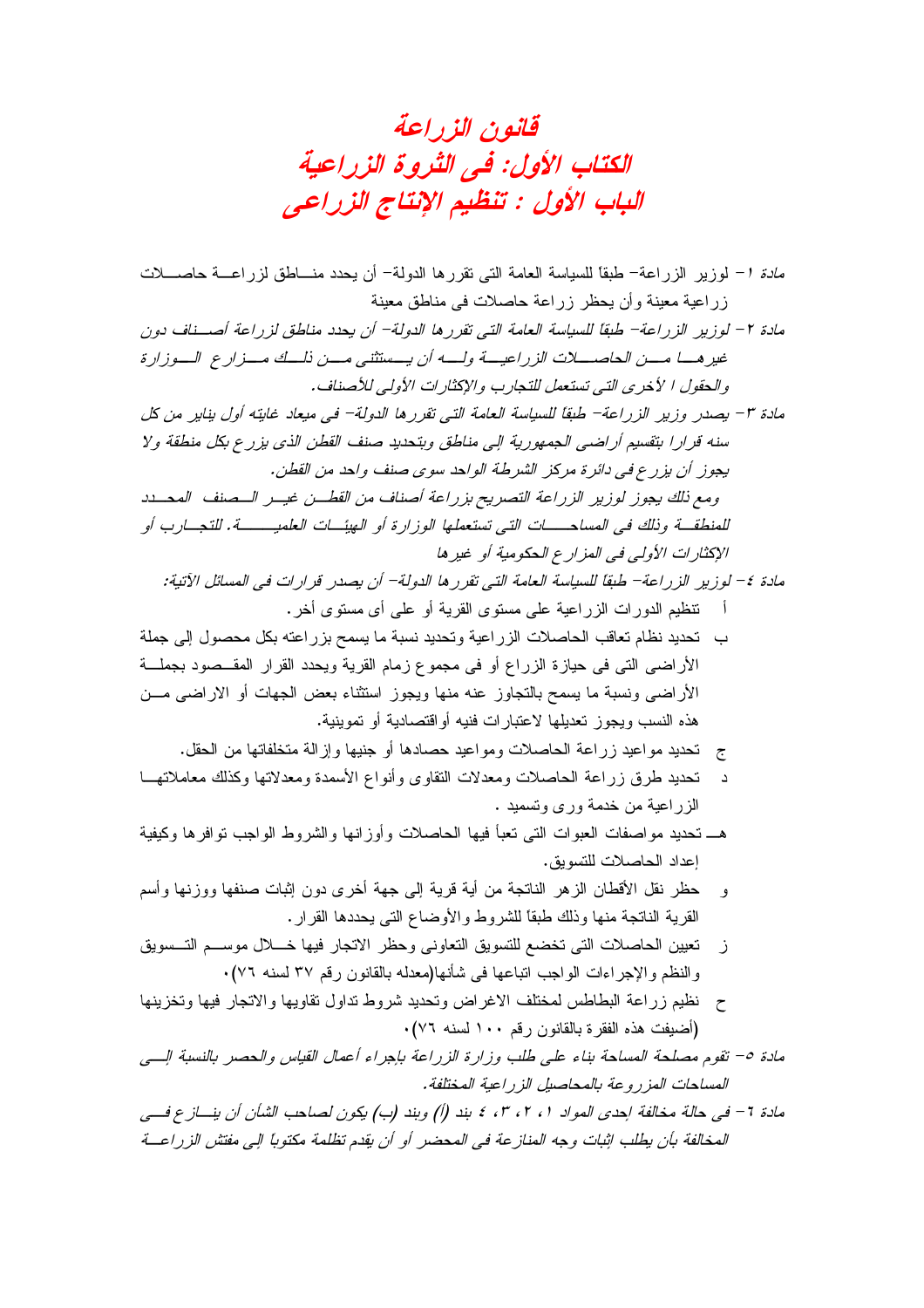# قانون الزراعة
# الكتاب الأول: فى الثروة الزراعية
## الباب الأول : تنظيم الإنتاج الزراعى

*مادة ١* – لوزير الزراعة– طبقاً للسياسة العامة التى تقررها الدولة– أن يحدد مناطق لزراعة حاصلات زراعية معينة وأن يحظر زراعة حاصلات فى مناطق معينة

*مادة ٢ – لوزير الزراعة– طبقاً للسياسة العامة التى تقررها الدولة– أن يحدد مناطق لزراعة أصناف دون غيرها من الحاصلات الزراعية وله أن يستثنى من ذلك مزارع الوزارة والحقول ا لأخرى التى تستعمل للتجارب والإكثارات الأولى للأصناف.*

*مادة ٣ – يصدر وزير الزراعة– طبقاً للسياسة العامة التى تقررها الدولة– فى ميعاد غايته أول يناير من كل سنه قرارا بتقسيم أراضى الجمهورية إلى مناطق وبتحديد صنف القطن الذى يزرع بكل منطقة ولا يجوز أن يزرع فى دائرة مركز الشرطة الواحد سوى صنف واحد من القطن.*

*ومع ذلك يجوز لوزير الزراعة التصريح بزراعة أصناف من القطن غير الصنف المحدد للمنطقة وذلك فى المساحات التى تستعملها الوزارة أو الهيئات العلمية. للتجارب أو الإكثارات الأولى فى المزارع الحكومية أو غيرها*

*مادة ٤ – لوزير الزراعة– طبقاً للسياسة العامة التى تقررها الدولة– أن يصدر قرارات فى المسائل الآتية:*

أ تنظيم الدورات الزراعية على مستوى القرية أو على أى مستوى أخر.

ب تحديد نظام تعاقب الحاصلات الزراعية وتحديد نسبة ما يسمح بزراعته بكل محصول إلى جملة الأراضى التى فى حيازة الزراع أو فى مجموع زمام القرية ويحدد القرار المقصود بجملة الأراضى ونسبة ما يسمح بالتجاوز عنه منها ويجوز استثناء بعض الجهات أو الاراضى من هذه النسب ويجوز تعديلها لاعتبارات فنيه أواقتصادية أو تموينية.

ج تحديد مواعيد زراعة الحاصلات ومواعيد حصادها أو جنيها وإزالة متخلفاتها من الحقل.

د تحديد طرق زراعة الحاصلات ومعدلات التقاوى وأنواع الأسمدة ومعدلاتها وكذلك معاملاتها الزراعية من خدمة ورى وتسميد .

هـ تحديد مواصفات العبوات التى تعبأ فيها الحاصلات وأوزانها والشروط الواجب توافرها وكيفية إعداد الحاصلات للتسويق.

و حظر نقل الأقطان الزهر الناتجة من أية قرية إلى جهة أخرى دون إثبات صنفها ووزنها وأسم القرية الناتجة منها وذلك طبقاً للشروط والأوضاع التى يحددها القرار.

ز تعيين الحاصلات التى تخضع للتسويق التعاونى وحظر الاتجار فيها خلال موسم التسويق والنظم والإجراءات الواجب اتباعها فى شأنها(معدله بالقانون رقم ٣٧ لسنه ٧٦).

ح نظيم زراعة البطاطس لمختلف الاغراض وتحديد شروط تداول تقاويها والاتجار فيها وتخزينها (أضيفت هذه الفقرة بالقانون رقم ١٠٠ لسنه ٧٦).

*مادة ٥ – تقوم مصلحة المساحة بناء على طلب وزارة الزراعة بإجراء أعمال القياس والحصر بالنسبة إلى المساحات المزروعة بالمحاصيل الزراعية المختلفة.*

*مادة ٦ – فى حالة مخالفة إحدى المواد ١، ٢، ٣، ٤ بند (أ) وبند (ب) يكون لصاحب الشأن أن ينازع فى المخالفة بأن يطلب إثبات وجه المنازعة فى المحضر أو أن يقدم تظلمة مكتوباً إلى مفتش الزراعة*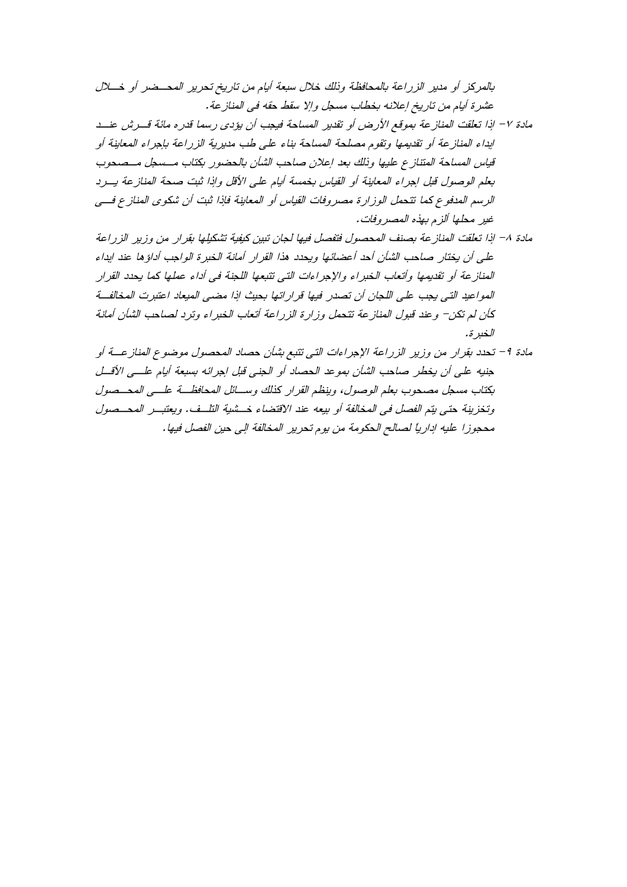بالمركز أو مدير الزراعة بالمحافظة وذلك خلال سبعة أيام من تاريخ تحرير المحضر أو خلال عشرة أيام من تاريخ إعلانه بخطاب مسجل وإلا سقط حقه فى المنازعة.

مادة ٧– إذا تعلقت المنازعة بموقع الأرض أو تقدير المساحة فيجب أن يؤدى رسما قدره مائة قرش عند ابداء المنازعة أو تقديمها وتقوم مصلحة المساحة بناء على طب مديرية الزراعة بإجراء المعاينة أو قياس المساحة المتنازع عليها وذلك بعد إعلان صاحب الشأن بالحضور بكتاب مسجل مصحوب بعلم الوصول قبل إجراء المعاينة أو القياس بخمسة أيام على الأقل وإذا ثبت صحة المنازعة يرد الرسم المدفوع كما تتحمل الوزارة مصروفات القياس أو المعاينة فإذا ثبت أن شكوى المنازع فى غير محلها ألزم بهذه المصروفات.

مادة ٨– إذا تعلقت المنازعة بصنف المحصول فتفصل فيها لجان تبين كيفية تشكيلها بقرار من وزير الزراعة على أن يختار صاحب الشأن أحد أعضائها ويحدد هذا القرار أمانة الخبرة الواجب أداؤها عند ابداء المنازعة أو تقديمها وأتعاب الخبراء والإجراءات التى تتبعها اللجنة فى أداء عملها كما يحدد القرار المواعيد التى يجب على اللجان أن تصدر فيها قراراتها بحيث إذا مضى الميعاد اعتبرت المخالفة كأن لم تكن– وعند قبول المنازعة تتحمل وزارة الزراعة أتعاب الخبراء وترد لصاحب الشأن أمانة الخبرة.

مادة ٩– تحدد بقرار من وزير الزراعة الإجراءات التى تتبع بشأن حصاد المحصول موضوع المنازعة أو جنيه على أن يخطر صاحب الشأن بموعد الحصاد أو الجنى قبل إجرائه بسبعة أيام على الأقل بكتاب مسجل مصحوب بعلم الوصول، وينظم القرار كذلك وسائل المحافظة على المحصول وتخزينة حتى يتم الفصل فى المخالفة أو بيعه عند الاقتضاء خشية التلف. ويعتبر المحصول محجوزا عليه إداريا لصالح الحكومة من يوم تحرير المخالفة إلى حين الفصل فيها.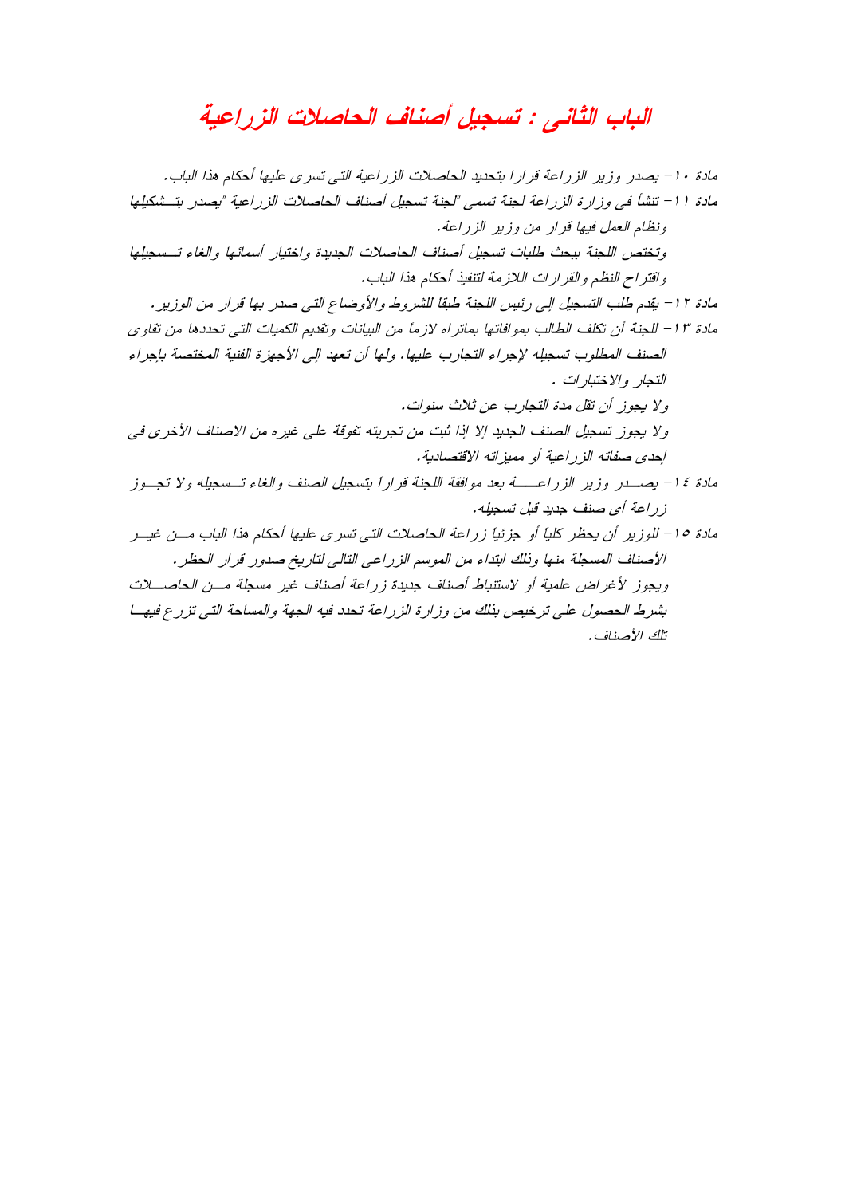# الباب الثانى : تسجيل أصناف الحاصلات الزراعية

مادة ١٠- يصدر وزير الزراعة قرارا بتحديد الحاصلات الزراعية التى تسرى عليها أحكام هذا الباب.

مادة ١١- تنشأ فى وزارة الزراعة لجنة تسمى "لجنة تسجيل أصناف الحاصلات الزراعية "يصدر بتشكيلها ونظام العمل فيها قرار من وزير الزراعة.

وتختص اللجنة ببحث طلبات تسجيل أصناف الحاصلات الجديدة واختيار أسمائها والغاء تسجيلها واقتراح النظم والقرارات اللازمة لتنفيذ أحكام هذا الباب.

مادة ١٢- يقدم طلب التسجيل إلى رئيس اللجنة طبقاً للشروط والأوضاع التى صدر بها قرار من الوزير.

مادة ١٣- للجنة أن تكلف الطالب بموافاتها بماتراه لازماً من البيانات وتقديم الكميات التى تحددها من تقاوى الصنف المطلوب تسجيله لإجراء التجارب عليها. ولها أن تعهد إلى الأجهزة الفنية المختصة بإجراء التجار والاختبارات .

ولا يجوز أن تقل مدة التجارب عن ثلاث سنوات.

ولا يجوز تسجيل الصنف الجديد إلا اذا ثبت من تجربته تفوقة على غيره من الاصناف الأخرى فى إحدى صفاته الزراعية أو مميزاته الاقتصادية.

مادة ١٤- يصدر وزير الزراعة بعد موافقة اللجنة قراراً بتسجيل الصنف والغاء تسجيله ولا تجوز زراعة أى صنف جديد قبل تسجيله.

مادة ١٥- للوزير أن يحظر كلياً أو جزئياً زراعة الحاصلات التى تسرى عليها أحكام هذا الباب من غير الأصناف المسجلة منها وذلك ابتداء من الموسم الزراعى التالى لتاريخ صدور قرار الحظر.

ويجوز لأغراض علمية أو لاستنباط أصناف جديدة زراعة أصناف غير مسجلة من الحاصلات بشرط الحصول على ترخيص بذلك من وزارة الزراعة تحدد فيه الجهة والمساحة التى تزرع فيها تلك الأصناف.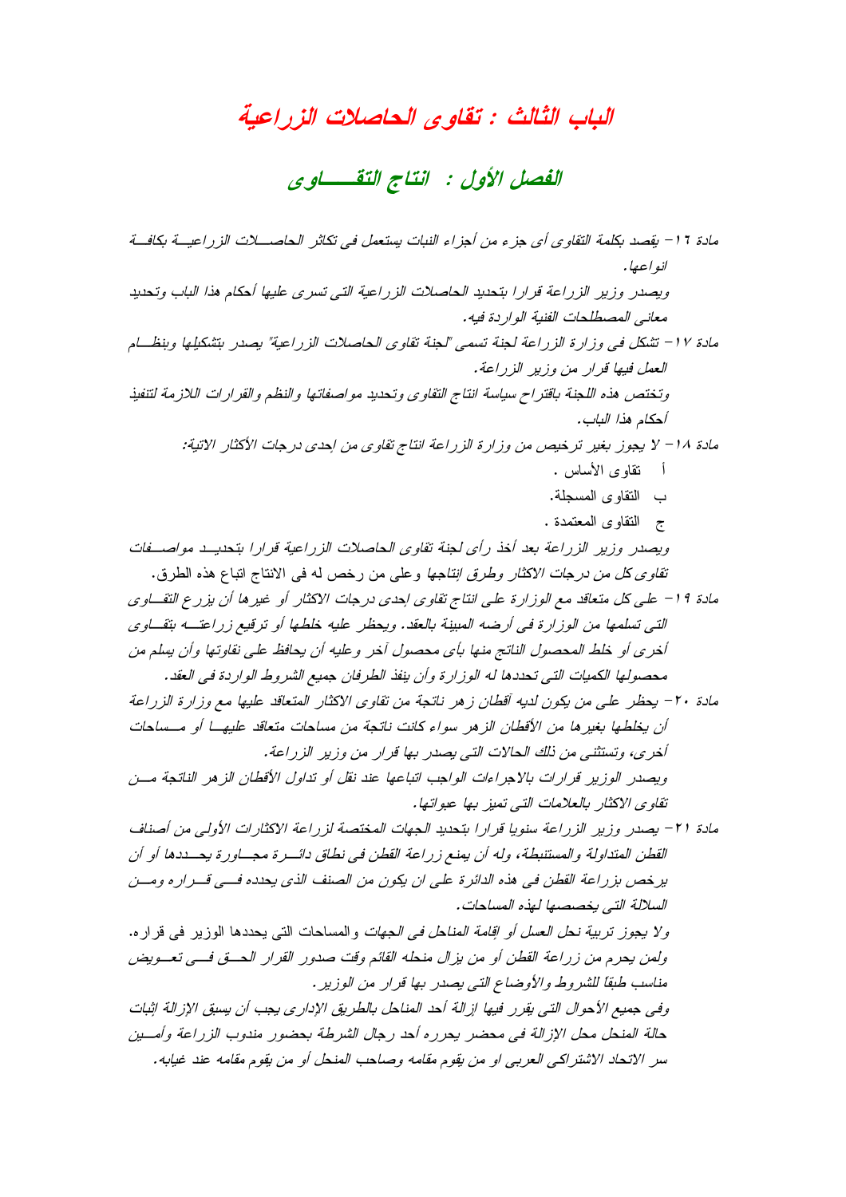# الباب الثالث : تقاوى الحاصلات الزراعية

## الفصل الأول : انتاج التقـــــاوى

مادة ١٦ – يقصد بكلمة التقاوى أى جزء من أجزاء النبات يستعمل فى تكاثر الحاصـــلات الزراعيـــة بكافـــة انواعها.

ويصدر وزير الزراعة قرارا بتحديد الحاصلات الزراعية التى تسرى عليها أحكام هذا الباب وتحديد معانى المصطلحات الفنية الواردة فيه.

مادة ١٧ – تشكل فى وزارة الزراعة لجنة تسمى "لجنة تقاوى الحاصلات الزراعية" يصدر بتشكيلها وبنظـــام العمل فيها قرار من وزير الزراعة.

وتختص هذه اللجنة باقتراح سياسة انتاج التقاوى وتحديد مواصفاتها والنظم والقرارات اللازمة لتنفيذ أحكام هذا الباب.

مادة ١٨ – لا يجوز بغير ترخيص من وزارة الزراعة انتاج تقاوى من إحدى درجات الأكثار الاتية:

أ تقاوى الأساس .

ب التقاوى المسجلة.

ج التقاوى المعتمدة .

ويصدر وزير الزراعة بعد أخذ رأى لجنة تقاوى الحاصلات الزراعية قرارا بتحديـد مواصـــفات تقاوى كل من درجات الاكثار وطرق إنتاجها وعلى من رخص له فى الانتاج اتباع هذه الطرق.

مادة ١٩ – على كل متعاقد مع الوزارة على انتاج تقاوى إحدى درجات الاكثار أو غيرها أن يزرع التقـــاوى التى تسلمها من الوزارة فى أرضه المبينة بالعقد. ويحظر عليه خلطها أو ترقيع زراعتـــه بتقـــاوى أخرى أو خلط المحصول الناتج منها بأى محصول آخر وعليه أن يحافظ على نقاوتها وأن يسلم من محصولها الكميات التى تحددها له الوزارة وأن ينفذ الطرفان جميع الشروط الواردة فى العقد.

مادة ٢٠ – يحظر على من يكون لديه أقطان زهر ناتجة من تقاوى الاكثار المتعاقد عليها مع وزارة الزراعة أن يخلطها بغيرها من الأقطان الزهر سواء كانت ناتجة من مساحات متعاقد عليهـــا أو مـــساحات أخرى، وتستثنى من ذلك الحالات التى يصدر بها قرار من وزير الزراعة.

ويصدر الوزير قرارات بالاجراءات الواجب اتباعها عند نقل أو تداول الأقطان الزهر الناتجة مـــن تقاوى الاكثار بالعلامات التى تميز بها عبواتها.

مادة ٢١ – يصدر وزير الزراعة سنويا قرارا بتحديد الجهات المختصة لزراعة الاكثارات الأولى من أصناف القطن المتداولة والمستنبطة، وله أن يمنع زراعة القطن فى نطاق دائـــرة مجـــاورة يحـــددها أو أن يرخص بزراعة القطن فى هذه الدائرة على ان يكون من الصنف الذى يحدده فـــى قـــراره ومـــن السلالة التى يخصصها لهذه المساحات.

ولا يجوز تربية نحل العسل أو إقامة المناحل فى الجهات والمساحات التى يحددها الوزير فى قراره.

ولمن يحرم من زراعة القطن أو من يزال منحله القائم وقت صدور القرار الحـــق فـــى تعـــويض مناسب طبقاً للشروط والأوضاع التى يصدر بها قرار من الوزير.

وفى جميع الأحوال التى يقرر فيها إزالة أحد المناحل بالطريق الإدارى يجب أن يسبق الإزالة إثبات حالة المنحل محل الإزالة فى محضر يحرره أحد رجال الشرطة بحضور مندوب الزراعة وأمـــين سر الاتحاد الاشتراكى العربى او من يقوم مقامه وصاحب المنحل أو من يقوم مقامه عند غيابه.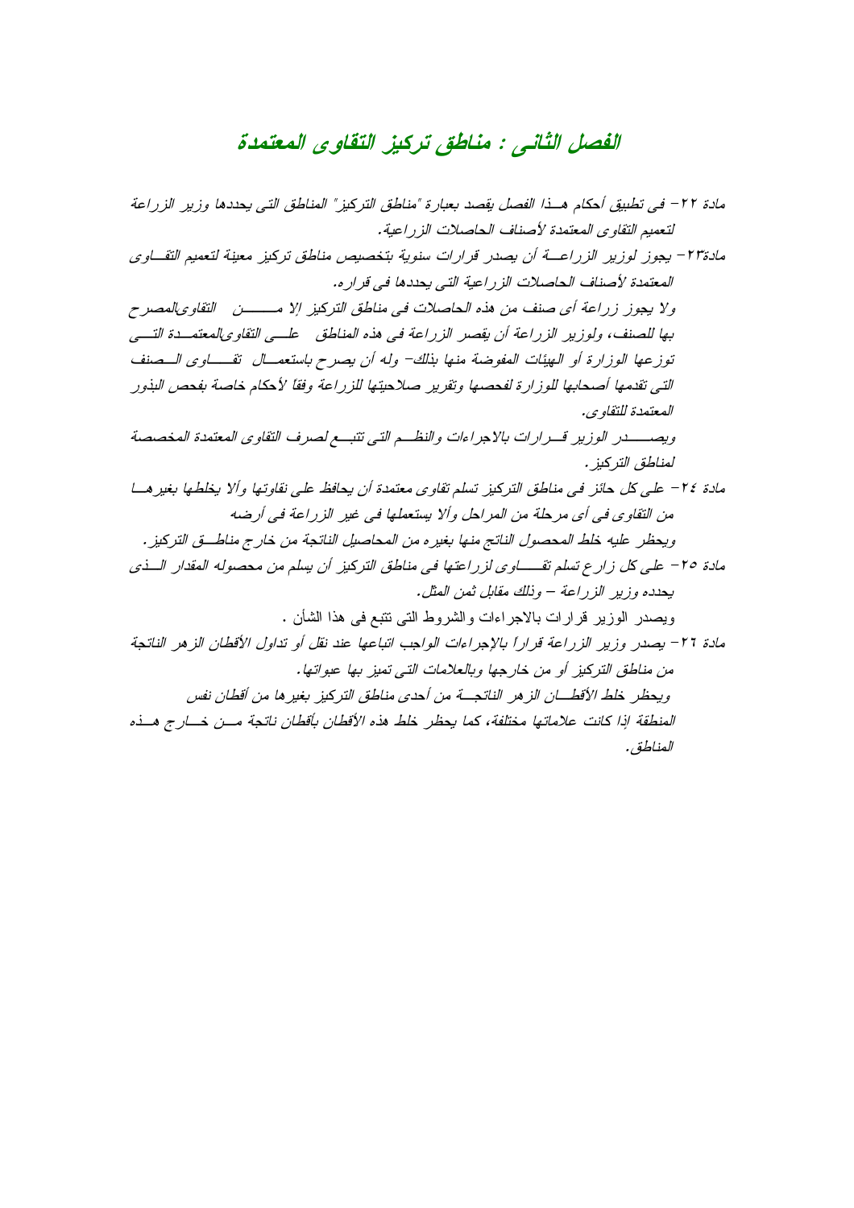## الفصل الثانى : مناطق تركيز التقاوى المعتمدة

مادة ٢٢- فى تطبيق أحكام هذا الفصل يقصد بعبارة "مناطق التركيز" المناطق التى يحددها وزير الزراعة لتعميم التقاوى المعتمدة لأصناف الحاصلات الزراعية.

مادة٢٣- يجوز لوزير الزراعة أن يصدر قرارات سنوية بتخصيص مناطق تركيز معينة لتعميم التقاوى المعتمدة لأصناف الحاصلات الزراعية التى يحددها فى قراره.

ولا يجوز زراعة أى صنف من هذه الحاصلات فى مناطق التركيز إلا من التقاوى المصرح بها للصنف، ولوزير الزراعة أن يقصر الزراعة فى هذه المناطق على التقاوى المعتمدة التى توزعها الوزارة أو الهيئات المفوضة منها بذلك- وله أن يصرح باستعمال تقاوى الصنف التى تقدمها أصحابها للوزارة لفحصها وتقرير صلاحيتها للزراعة وفقاً لأحكام خاصة بفحص البذور المعتمدة للتقاوى.

ويصدر الوزير قرارات بالاجراءات والنظم التى تتبع لصرف التقاوى المعتمدة المخصصة لمناطق التركيز.

مادة ٢٤- على كل حائز فى مناطق التركيز تسلم تقاوى معتمدة أن يحافظ على نقاوتها وألا يخلطها بغيرها من التقاوى فى أى مرحلة من المراحل وألا يستعملها فى غير الزراعة فى أرضه

ويحظر عليه خلط المحصول الناتج منها بغيره من المحاصيل الناتجة من خارج مناطق التركيز.

مادة ٢٥- على كل زارع تسلم تقاوى لزراعتها فى مناطق التركيز أن يسلم من محصوله المقدار الذى يحدده وزير الزراعة – وذلك مقابل ثمن المثل.

ويصدر الوزير قرارات بالاجراءات والشروط التى تتبع فى هذا الشأن .

مادة ٢٦- يصدر وزير الزراعة قراراً بالإجراءات الواجب اتباعها عند نقل أو تداول الأقطان الزهر الناتجة من مناطق التركيز أو من خارجها وبالعلامات التى تميز بها عبواتها.

ويحظر خلط الأقطان الزهر الناتجة من أحدى مناطق التركيز بغيرها من أقطان نفس المنطقة إذا كانت علاماتها مختلفة، كما يحظر خلط هذه الأقطان بأقطان ناتجة من خارج هذه المناطق.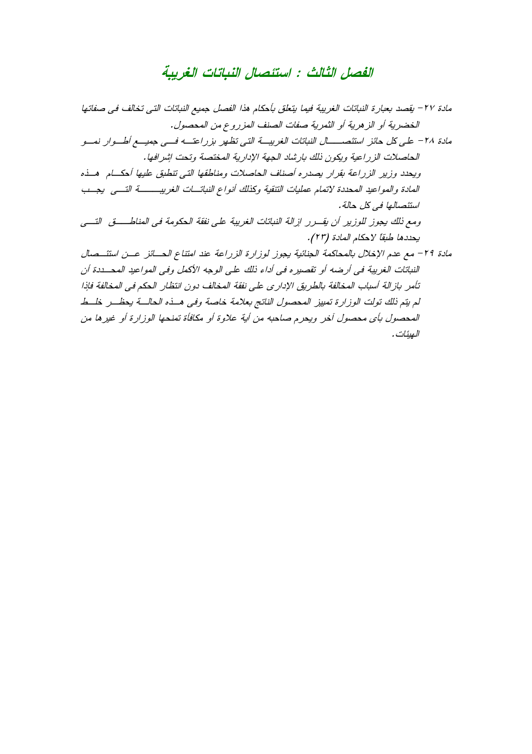## الفصل الثالث : استئصال النباتات الغريبة

مادة ٢٧– يقصد بعبارة النباتات الغريبة فيما يتعلق بأحكام هذا الفصل جميع النباتات التى تخالف فى صفاتها الخضرية أو الزهرية أو الثمرية صفات الصنف المزروع من المحصول.

مادة ٢٨– على كل حائز استئصال النباتات الغريبة التى تظهر بزراعته فى جميع أطوار نمو الحاصلات الزراعية ويكون ذلك بارشاد الجهة الإدارية المختصة وتحت إشرافها.

ويحدد وزير الزراعة بقرار يصدره أصناف الحاصلات ومناطقها التى تنطبق عليها أحكام هذه المادة والمواعيد المحددة لاتمام عمليات التنقية وكذلك أنواع النباتات الغريبة التى يجب استئصالها فى كل حالة.

ومع ذلك يجوز للوزير أن يقرر إزالة النباتات الغريبة على نفقة الحكومة فى المناطق التى يحددها طبقاً لاحكام المادة (٢٣).

مادة ٢٩– مع عدم الإخلال بالمحاكمة الجنائية يجوز لوزارة الزراعة عند امتناع الحائز عن استئصال النباتات الغريبة فى أرضه أو تقصيره فى أداء ذلك على الوجه الأكمل وفى المواعيد المحددة أن تأمر بازالة أسباب المخالفة بالطريق الإدارى على نفقة المخالف دون انتظار الحكم فى المخالفة فإذا لم يتم ذلك تولت الوزارة تمييز المحصول الناتج بعلامة خاصة وفى هذه الحالة يحظر خلط المحصول بأى محصول آخر ويحرم صاحبه من أية علاوة أو مكافأة تمنحها الوزارة أو غيرها من الهيئات.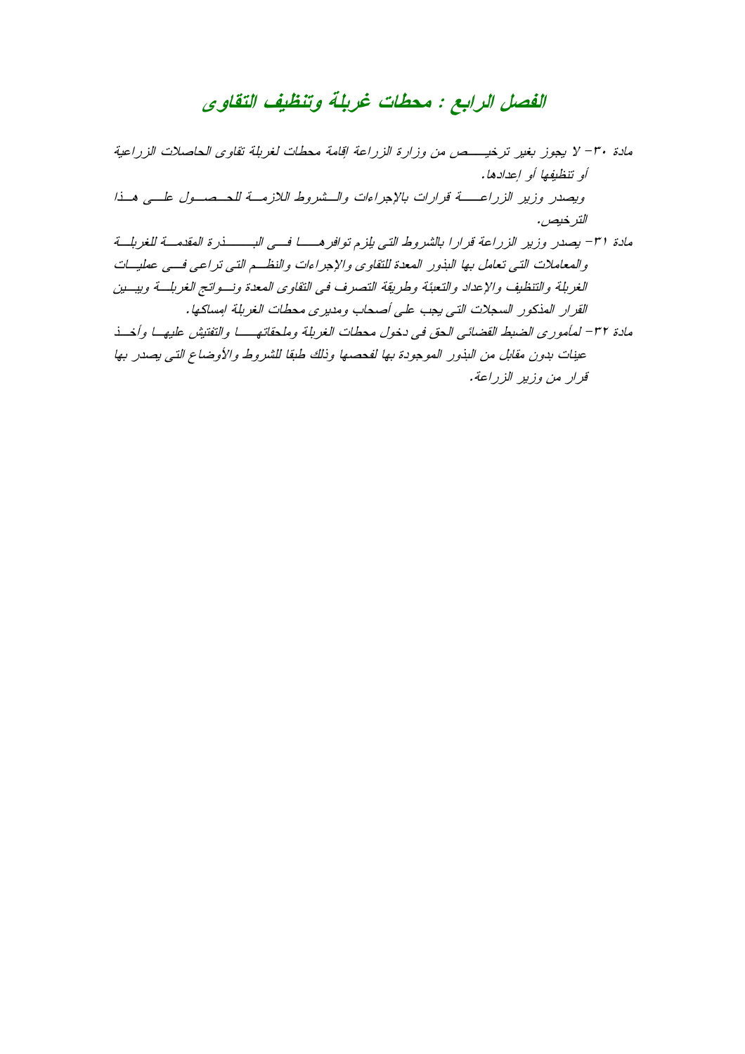## الفصل الرابع : محطات غربلة وتنظيف التقاوى

مادة ٣٠- لا يجوز بغير ترخيص من وزارة الزراعة إقامة محطات لغربلة تقاوى الحاصلات الزراعية أو تنظيفها أو إعدادها.

ويصدر وزير الزراعة قرارات بالإجراءات والشروط اللازمة للحصول على هذا الترخيص.

مادة ٣١- يصدر وزير الزراعة قرارا بالشروط التى يلزم توافرها فى البذرة المقدمة للغربلة والمعاملات التى تعامل بها البذور المعدة للتقاوى والإجراءات والنظم التى تراعى فى عمليات الغربلة والتنظيف والإعداد والتعبئة وطريقة التصرف فى التقاوى المعدة ونواتج الغربلة ويبين القرار المذكور السجلات التى يجب على أصحاب ومديرى محطات الغربلة إمساكها.

مادة ٣٢- لمأمورى الضبط القضائى الحق فى دخول محطات الغربلة وملحقاتها والتفتيش عليها وأخذ عينات بدون مقابل من البذور الموجودة بها لفحصها وذلك طبقا للشروط والأوضاع التى يصدر بها قرار من وزير الزراعة.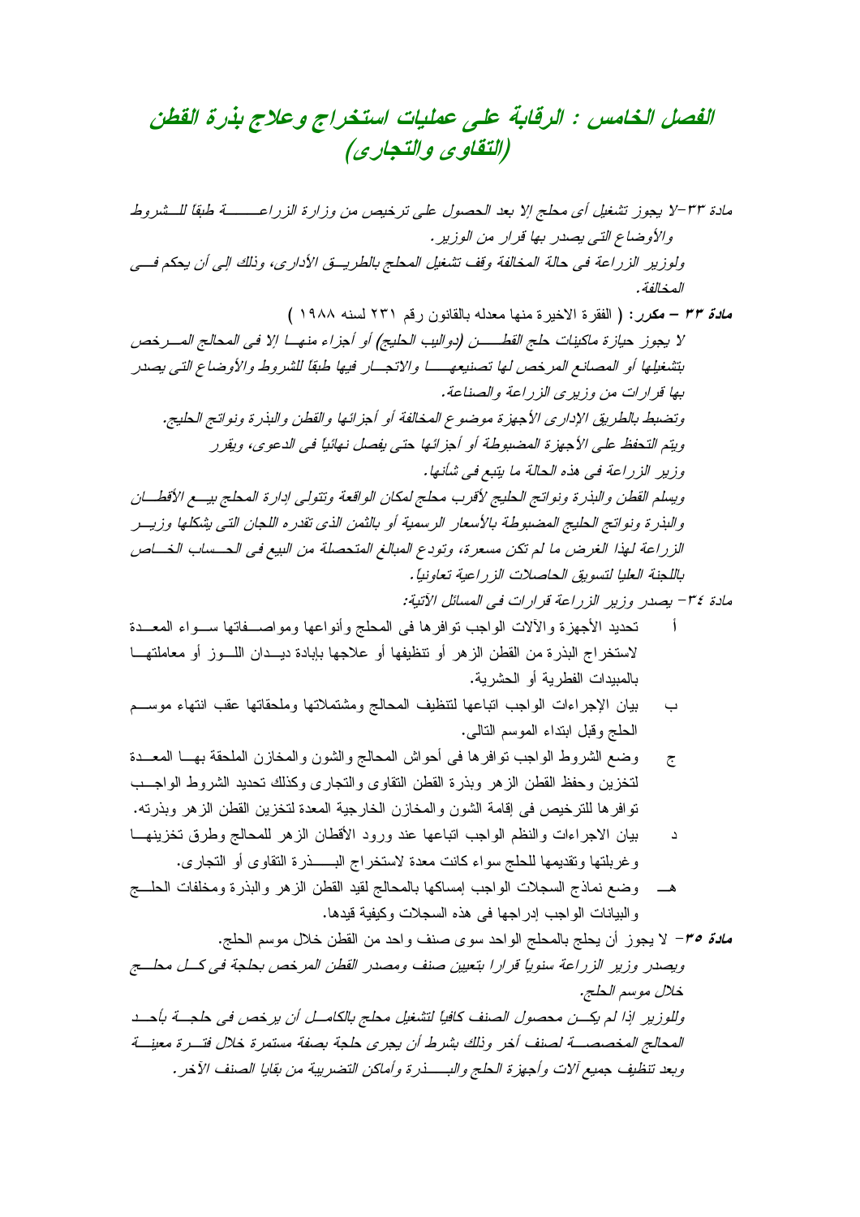# الفصل الخامس : الرقابة على عمليات استخراج وعلاج بذرة القطن (التقاوى والتجارى)

*مادة ٣٣-لا يجوز تشغيل أى محلج إلا بعد الحصول على ترخيص من وزارة الزراعة طبقاً للشروط والأوضاع التى يصدر بها قرار من الوزير.*

*ولوزير الزراعة فى حالة المخالفة وقف تشغيل المحلج بالطريق الأدارى، وذلك إلى أن يحكم فى المخالفة.*

***مادة ٣٣ – مكرر:*** ( الفقرة الاخيرة منها معدله بالقانون رقم ٢٣١ لسنه ١٩٨٨ )

*لا يجوز حيازة ماكينات حلج القطن (دواليب الحليج) أو أجزاء منها إلا فى المحالج المرخص بتشغيلها أو المصانع المرخص لها تصنيعها والاتجار فيها طبقاً للشروط والأوضاع التى يصدر بها قرارات من وزيرى الزراعة والصناعة.*

*وتضبط بالطريق الإدارى الأجهزة موضوع المخالفة أو أجزائها والقطن والبذرة ونواتج الحليج.*

*ويتم التحفظ على الأجهزة المضبوطة أو أجزائها حتى يفصل نهائياً فى الدعوى، ويقرر وزير الزراعة فى هذه الحالة ما يتبع فى شأنها.*

*ويسلم القطن والبذرة ونواتج الحليج لأقرب محلج لمكان الواقعة وتتولى إدارة المحلج بيع الأقطان والبذرة ونواتج الحليج المضبوطة بالأسعار الرسمية أو بالثمن الذى تقدره اللجان التى يشكلها وزير الزراعة لهذا الغرض ما لم تكن مسعرة، وتودع المبالغ المتحصلة من البيع فى الحساب الخاص باللجنة العليا لتسويق الحاصلات الزراعية تعاونياً.*

*مادة ٣٤- يصدر وزير الزراعة قرارات فى المسائل الآتية:*

أ تحديد الأجهزة والآلات الواجب توافرها فى المحلج وأنواعها ومواصفاتها سواء المعدة لاستخراج البذرة من القطن الزهر أو تنظيفها أو علاجها بإبادة ديدان اللوز أو معاملتها بالمبيدات الفطرية أو الحشرية.

ب بيان الإجراءات الواجب اتباعها لتنظيف المحالج ومشتملاتها وملحقاتها عقب انتهاء موسم الحلج وقبل ابتداء الموسم التالى.

ج وضع الشروط الواجب توافرها فى أحواش المحالج والشون والمخازن الملحقة بها المعدة لتخزين وحفظ القطن الزهر وبذرة القطن التقاوى والتجارى وكذلك تحديد الشروط الواجب توافرها للترخيص فى إقامة الشون والمخازن الخارجية المعدة لتخزين القطن الزهر وبذرته.

د بيان الاجراءات والنظم الواجب اتباعها عند ورود الأقطان الزهر للمحالج وطرق تخزينها وغربلتها وتقديمها للحلج سواء كانت معدة لاستخراج البذرة التقاوى أو التجارى.

هـ وضع نماذج السجلات الواجب إمساكها بالمحالج لقيد القطن الزهر والبذرة ومخلفات الحلج والبيانات الواجب إدراجها فى هذه السجلات وكيفية قيدها.

***مادة ٣٥-*** لا يجوز أن يحلج بالمحلج الواحد سوى صنف واحد من القطن خلال موسم الحلج.

*ويصدر وزير الزراعة سنوياً قرارا بتعيين صنف ومصدر القطن المرخص بحلجة فى كل محلج خلال موسم الحلج.*

*وللوزير إذا لم يكن محصول الصنف كافياً لتشغيل محلج بالكامل أن يرخص فى حلجة بأحد المحالج المخصصة لصنف أخر وذلك بشرط أن يجرى حلجة بصفة مستمرة خلال فترة معينة وبعد تنظيف جميع آلات وأجهزة الحلج والبذرة وأماكن التضريبة من بقايا الصنف الآخر.*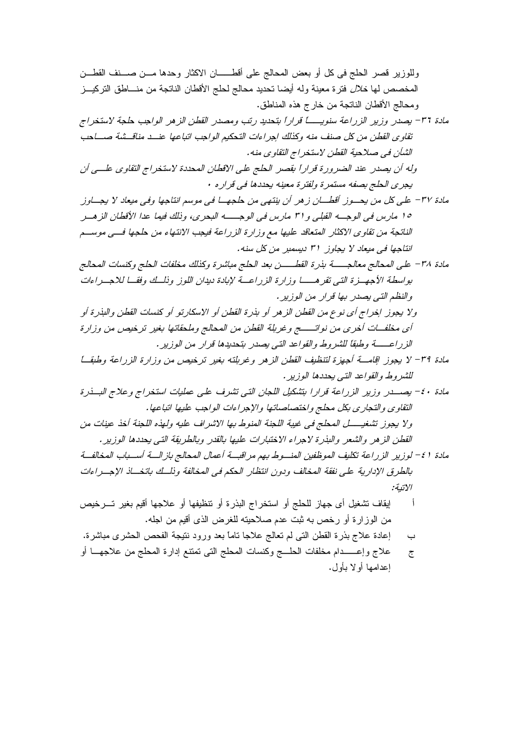وللوزير قصر الحلج فى كل أو بعض المحالج على أقطان الاكثار وحدها من صنف القطن المخصص لها خلال فترة معينة وله أيضا تحديد محالج لحلج الأقطان الناتجة من مناطق التركيز ومحالج الأقطان الناتجة من خارج هذه المناطق.

*مادة ٣٦- يصدر وزير الزراعة سنويـاً قراراً بتحديد رتب ومصدر القطن الزهر الواجب حلجة لاستخراج تقاوى القطن من كل صنف منه وكذلك اجراءات التحكيم الواجب اتباعها عند مناقشة صاحب الشأن فى صلاحية القطن لاستخراج التقاوى منه.*

*وله أن يصدر عند الضرورة قراراً بقصر الحلج على الاقطان المحددة لاستخراج التقاوى على أن يجرى الحلج بصفه مستمرة ولفترة معينه يحددها فى قراره .*

*مادة ٣٧- على كل من يحوز أقطان زهر أن ينتهى من حلجها فى موسم انتاجها وفى ميعاد لا يجاوز ١٥ مارس فى الوجه القبلى و٣١ مارس فى الوجه البحرى، وذلك فيما عدا الأقطان الزهر الناتجة من تقاوى الاكثار المتعاقد عليها مع وزارة الزراعة فيجب الانتهاء من حلجها فى موسم انتاجها فى ميعاد لا يجاوز ٣١ ديسمبر من كل سنه.*

*مادة ٣٨- على المحالج معالجة بذرة القطن بعد الحلج مباشرة وكذلك مخلفات الحلج وكنسات المحالج بواسطة الأجهزة التى تقرها وزارة الزراعة لإبادة ديدان اللوز وذلك وفقا للاجراءات والنظم التى يصدر بها قرار من الوزير.*

*ولا يجوز إخراج أى نوع من القطن الزهر أو بذرة القطن أو الاسكارتو أو كنسات القطن والبذرة أو أى مخلفات أخرى من نواتج وغربلة القطن من المحالج وملحقاتها بغير ترخيص من وزارة الزراعة وطبقاً للشروط والقواعد التى يصدر بتحديدها قرار من الوزير.*

*مادة ٣٩- لا يجوز إقامة أجهزة لتنظيف القطن الزهر وغربلته بغير ترخيص من وزارة الزراعة وطبقاً للشروط والقواعد التى يحددها الوزير.*

*مادة ٤٠- يصدر وزير الزراعة قرارا بتشكيل اللجان التى تشرف على عمليات استخراج وعلاج البذرة التقاوى والتجارى بكل محلج واختصاصاتها والإجراءات الواجب عليها اتباعها.*

*ولا يجوز تشغيل المحلج فى غيبة اللجنة المنوط بها الاشراف عليه ولهذه اللجنة أخذ عينات من القطن الزهر والشعر والبذرة لاجراء الاختبارات عليها بالقدر وبالطريقة التى يحددها الوزير.*

*مادة ٤١- لوزير الزراعة تكليف الموظفين المنوط بهم مراقبة أعمال المحالج بازالة أسباب المخالفة بالطرق الإدارية على نفقة المخالف ودون انتظار الحكم فى المخالفة وذلك باتخاذ الإجراءات الاتية:*

أ إيقاف تشغيل أى جهاز للحلج أو استخراج البذرة أو تنظيفها أو علاجها أقيم بغير ترخيص من الوزارة أو رخص به ثبت عدم صلاحيته للغرض الذى أقيم من اجله.

ب إعادة علاج بذرة القطن التى لم تعالج علاجا تاماً بعد ورود نتيجة الفحص الحشرى مباشرة.

ج علاج وإعدام مخلفات الحلج وكنسات المحلج التى تمتنع إدارة المحلج من علاجها أو إعدامها أولا بأول.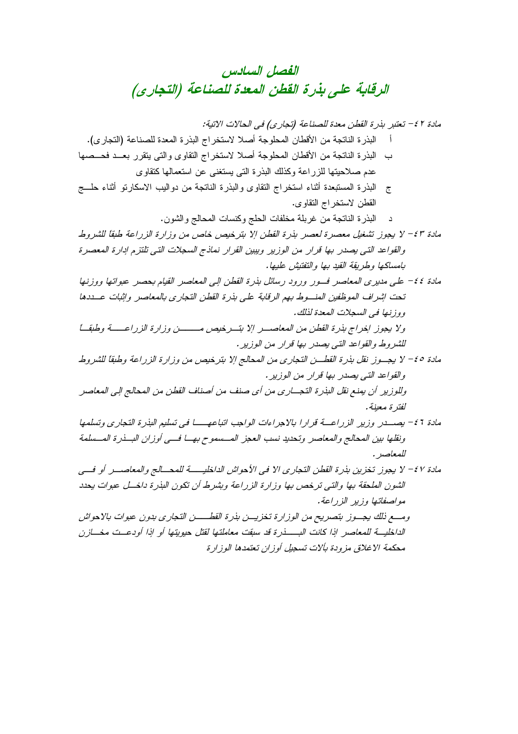# الفصل السادس
# الرقابة على بذرة القطن المعدة للصناعة (التجارى)

*مادة ٤٢– تعتبر بذرة القطن معدة للصناعة (تجارى) فى الحالات الاتية:*

- أ البذرة الناتجة من الأقطان المحلوجة أصلا لاستخراج البذرة المعدة للصناعة (التجارى).
- ب البذرة الناتجة من الأقطان المحلوجة أصلا لاستخراج التقاوى والتى يتقرر بعد فحصها عدم صلاحيتها للزراعة وكذلك البذرة التى يستغنى عن استعمالها كتقاوى
- ج البذرة المستبعدة أثناء استخراج التقاوى والبذرة الناتجة من دواليب الاسكارتو أثناء حلج القطن لاستخراج التقاوى.
- د البذرة الناتجة من غربلة مخلفات الحلج وكنسات المحالج والشون.

*مادة ٤٣– لا يجوز تشغيل معصرة لعصر بذرة القطن إلا بترخيص خاص من وزارة الزراعة طبقاً للشروط والقواعد التى يصدر بها قرار من الوزير ويبين القرار نماذج السجلات التى تلتزم إدارة المعصرة بامساكها وطريقة القيد بها والتفتيش عليها.*

*مادة ٤٤– على مديرى المعاصر فور ورود رسائل بذرة القطن إلى المعاصر القيام بحصر عبواتها ووزنها تحت إشراف الموظفين المنوط بهم الرقابة على بذرة القطن التجارى بالمعاصر واثبات عددها ووزنها فى السجلات المعدة لذلك.*

*ولا يجوز إخراج بذرة القطن من المعاصر إلا بترخيص من وزارة الزراعة وطبقاً للشروط والقواعد التى يصدر بها قرار من الوزير.*

*مادة ٤٥– لا يجوز نقل بذرة القطن التجارى من المحالج إلا بترخيص من وزارة الزراعة وطبقاً للشروط والقواعد التى يصدر بها قرار من الوزير.*

*وللوزير أن يمنع نقل البذرة التجارى من أى صنف من أصناف القطن من المحالج إلى المعاصر لفترة معينة.*

*مادة ٤٦– يصدر وزير الزراعة قرارا بالاجراءات الواجب اتباعها فى تسليم البذرة التجارى وتسلمها ونقلها بين المحالج والمعاصر وتحديد نسب العجز المسموح بها فى أوزان البذرة المسلمة للمعاصر.*

*مادة ٤٧– لا يجوز تخزين بذرة القطن التجارى الا فى الأحواش الداخلية للمحالج والمعاصر أو فى الشون الملحقة بها والتى ترخص بها وزارة الزراعة وبشرط أن تكون البذرة داخل عبوات يحدد مواصفاتها وزير الزراعة.*

*ومع ذلك يجوز بتصريح من الوزارة تخزين بذرة القطن التجارى بدون عبوات بالاحواش الداخلية للمعاصر إذا كانت البذرة قد سبقت معاملتها لقتل حيويتها أو إذا أودعت مخازن محكمة الاغلاق مزودة بألات تسجيل أوزان تعتمدها الوزارة*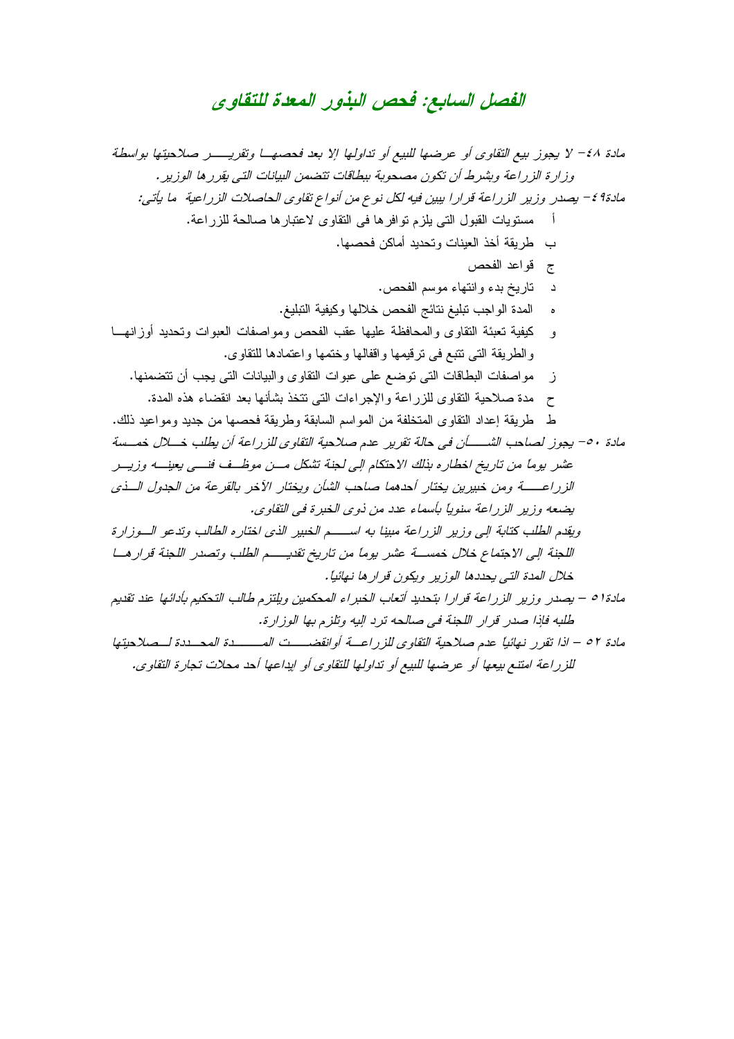## الفصل السابع: فحص البذور المعدة للتقاوى

*مادة ٤٨– لا يجوز بيع التقاوى أو عرضها للبيع أو تداولها إلا بعد فحصها وتقرير صلاحيتها بواسطة وزارة الزراعة وبشرط أن تكون مصحوبة ببطاقات تتضمن البيانات التى يقررها الوزير.*

*مادة٤٩– يصدر وزير الزراعة قرارا يبين فيه لكل نوع من أنواع تقاوى الحاصلات الزراعية ما يأتى:*

أ مستويات القبول التى يلزم توافرها فى التقاوى لاعتبارها صالحة للزراعة.

ب طريقة أخذ العينات وتحديد أماكن فحصها.

ج قواعد الفحص

د تاريخ بدء وانتهاء موسم الفحص.

ه المدة الواجب تبليغ نتائج الفحص خلالها وكيفية التبليغ.

و كيفية تعبئة التقاوى والمحافظة عليها عقب الفحص ومواصفات العبوات وتحديد أوزانها والطريقة التى تتبع فى ترقيمها واقفالها وختمها واعتمادها للتقاوى.

ز مواصفات البطاقات التى توضع على عبوات التقاوى والبيانات التى يجب أن تتضمنها.

ح مدة صلاحية التقاوى للزراعة والإجراءات التى تتخذ بشأنها بعد انقضاء هذه المدة.

ط طريقة إعداد التقاوى المتخلفة من المواسم السابقة وطريقة فحصها من جديد ومواعيد ذلك.

*مادة ٥٠– يجوز لصاحب الشأن فى حالة تقرير عدم صلاحية التقاوى للزراعة أن يطلب خلال خمسة عشر يوماً من تاريخ اخطاره بذلك الاحتكام إلى لجنة تشكل من موظف فنى يعينه وزير الزراعة ومن خبيرين يختار أحدهما صاحب الشأن ويختار الآخر بالقرعة من الجدول الذى يضعه وزير الزراعة سنوياً بأسماء عدد من ذوى الخبرة فى التقاوى.*

*ويقدم الطلب كتابة إلى وزير الزراعة مبينا به اسم الخبير الذى اختاره الطالب وتدعو الوزارة اللجنة إلى الاجتماع خلال خمسة عشر يوماً من تاريخ تقديم الطلب وتصدر اللجنة قرارها خلال المدة التى يحددها الوزير ويكون قرارها نهائياً.*

*مادة٥١ – يصدر وزير الزراعة قرارا بتحديد أتعاب الخبراء المحكمين ويلتزم طالب التحكيم بأدائها عند تقديم طلبه فإذا صدر قرار اللجنة فى صالحه ترد إليه وتلزم بها الوزارة.*

*مادة ٥٢ – اذا تقرر نهائياً عدم صلاحية التقاوى للزراعة أوانقضت المدة المحددة لصلاحيتها للزراعة امتنع بيعها أو عرضها للبيع أو تداولها للتقاوى أو ايداعها أحد محلات تجارة التقاوى.*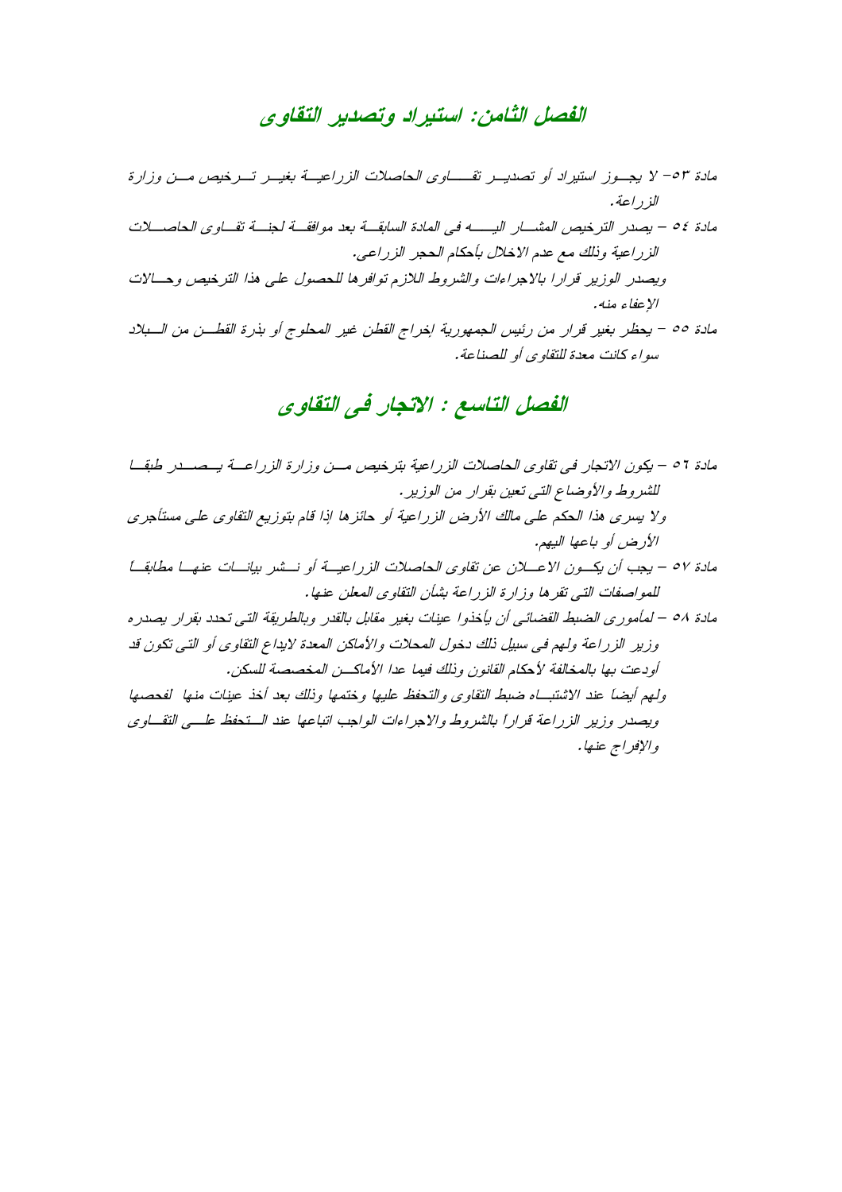## الفصل الثامن: استيراد وتصدير التقاوى

مادة ٥٣- لا يجوز استيراد أو تصدير تقاوى الحاصلات الزراعية بغير ترخيص من وزارة الزراعة.

مادة ٥٤ – يصدر الترخيص المشار اليه فى المادة السابقة بعد موافقة لجنة تقاوى الحاصلات الزراعية وذلك مع عدم الاخلال بأحكام الحجر الزراعى.

ويصدر الوزير قرارا بالاجراءات والشروط اللازم توافرها للحصول على هذا الترخيص وحالات الإعفاء منه.

مادة ٥٥ – يحظر بغير قرار من رئيس الجمهورية إخراج القطن غير المحلوج أو بذرة القطن من البلاد سواء كانت معدة للتقاوى أو للصناعة.

## الفصل التاسع : الاتجار فى التقاوى

مادة ٥٦ – يكون الاتجار فى تقاوى الحاصلات الزراعية بترخيص من وزارة الزراعة يصدر طبقا للشروط والأوضاع التى تعين بقرار من الوزير.

ولا يسرى هذا الحكم على مالك الأرض الزراعية أو حائزها إذا قام بتوزيع التقاوى على مستأجرى الأرض أو باعها اليهم.

مادة ٥٧ – يجب أن يكون الاعلان عن تقاوى الحاصلات الزراعية أو نشر بيانات عنها مطابقاً للمواصفات التى تقرها وزارة الزراعة بشأن التقاوى المعلن عنها.

مادة ٥٨ – لمأمورى الضبط القضائى أن يأخذوا عينات بغير مقابل بالقدر وبالطريقة التى تحدد بقرار يصدره وزير الزراعة ولهم فى سبيل ذلك دخول المحلات والأماكن المعدة لايداع التقاوى أو التى تكون قد أودعت بها بالمخالفة لأحكام القانون وذلك فيما عدا الأماكن المخصصة للسكن.

ولهم أيضاً عند الاشتباه ضبط التقاوى والتحفظ عليها وختمها وذلك بعد أخذ عينات منها لفحصها ويصدر وزير الزراعة قراراً بالشروط والاجراءات الواجب اتباعها عند التحفظ على التقاوى والإفراج عنها.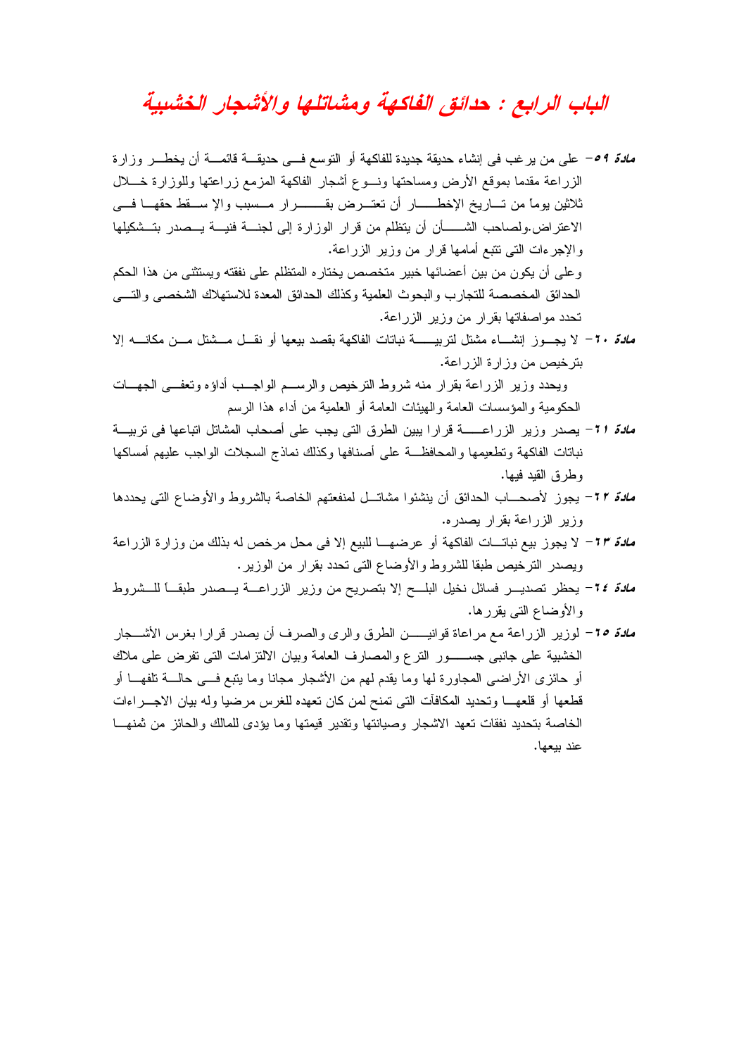# الباب الرابع : حدائق الفاكهة ومشاتلها والأشجار الخشبية

**مادة ٥٩**– على من يرغب فى إنشاء حديقة جديدة للفاكهة أو التوسع فى حديقة قائمة أن يخطر وزارة الزراعة مقدما بموقع الأرض ومساحتها ونوع أشجار الفاكهة المزمع زراعتها وللوزارة خلال ثلاثين يوماً من تاريخ الإخطار أن تعترض بقرار مسبب وإلا سقط حقها فى الاعتراض.ولصاحب الشأن أن يتظلم من قرار الوزارة إلى لجنة فنية يصدر بتشكيلها والإجرءات التى تتبع أمامها قرار من وزير الزراعة.

وعلى أن يكون من بين أعضائها خبير متخصص يختاره المتظلم على نفقته ويستثنى من هذا الحكم الحدائق المخصصة للتجارب والبحوث العلمية وكذلك الحدائق المعدة للاستهلاك الشخصى والتى تحدد مواصفاتها بقرار من وزير الزراعة.

**مادة ٦٠**– لا يجوز إنشاء مشتل لتربية نباتات الفاكهة بقصد بيعها أو نقل مشتل من مكانه إلا بترخيص من وزارة الزراعة.

ويحدد وزير الزراعة بقرار منه شروط الترخيص والرسم الواجب أداؤه وتعفى الجهات الحكومية والمؤسسات العامة والهيئات العامة أو العلمية من أداء هذا الرسم

**مادة ٦١**– يصدر وزير الزراعة قرارا يبين الطرق التى يجب على أصحاب المشاتل اتباعها فى تربية نباتات الفاكهة وتطعيمها والمحافظة على أصنافها وكذلك نماذج السجلات الواجب عليهم أمساكها وطرق القيد فيها.

**مادة ٦٢**– يجوز لأصحاب الحدائق أن ينشئوا مشاتل لمنفعتهم الخاصة بالشروط والأوضاع التى يحددها وزير الزراعة بقرار يصدره.

**مادة ٦٣**– لا يجوز بيع نباتات الفاكهة أو عرضها للبيع إلا فى محل مرخص له بذلك من وزارة الزراعة ويصدر الترخيص طبقا للشروط والأوضاع التى تحدد بقرار من الوزير.

**مادة ٦٤**– يحظر تصدير فسائل نخيل البلح إلا بتصريح من وزير الزراعة يصدر طبقا للشروط والأوضاع التى يقررها.

**مادة ٦٥**– لوزير الزراعة مع مراعاة قوانين الطرق والرى والصرف أن يصدر قرارا بغرس الأشجار الخشبية على جانبى جسور الترع والمصارف العامة وبيان الالتزامات التى تفرض على ملاك أو حائزى الأراضى المجاورة لها وما يقدم لهم من الأشجار مجانا وما يتبع فى حالة تلفها أو قطعها أو قلعها وتحديد المكافآت التى تمنح لمن كان تعهده للغرس مرضيا وله بيان الاجراءات الخاصة بتحديد نفقات تعهد الاشجار وصيانتها وتقدير قيمتها وما يؤدى للمالك والحائز من ثمنها عند بيعها.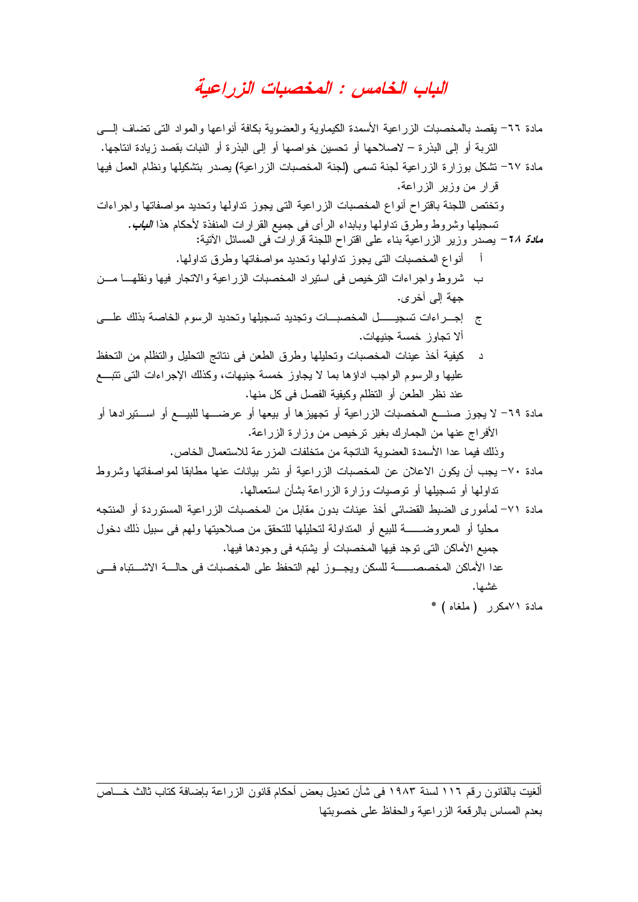# الباب الخامس : المخصبات الزراعية

مادة ٦٦- يقصد بالمخصبات الزراعية الأسمدة الكيماوية والعضوية بكافة أنواعها والمواد التى تضاف إلى التربة أو إلى البذرة – لاصلاحها أو تحسين خواصها أو إلى البذرة أو النبات بقصد زيادة انتاجها.

مادة ٦٧- تشكل بوزارة الزراعية لجنة تسمى (لجنة المخصبات الزراعية) يصدر بتشكيلها ونظام العمل فيها قرار من وزير الزراعة.

وتختص اللجنة باقتراح أنواع المخصبات الزراعية التى يجوز تداولها وتحديد مواصفاتها واجراءات تسجيلها وشروط وطرق تداولها وبابداء الرأى فى جميع القرارات المنفذة لأحكام هذا ***الباب***.

***مادة ٦٨***- يصدر وزير الزراعية بناء على اقتراح اللجنة قرارات فى المسائل الآتية:

أ أنواع المخصبات التى يجوز تداولها وتحديد مواصفاتها وطرق تداولها.

ب شروط واجراءات الترخيص فى استيراد المخصبات الزراعية والاتجار فيها ونقلها من جهة إلى أخرى.

ج إجراءات تسجيل المخصبات وتجديد تسجيلها وتحديد الرسوم الخاصة بذلك على ألا تجاوز خمسة جنيهات.

د كيفية أخذ عينات المخصبات وتحليلها وطرق الطعن فى نتائج التحليل والتظلم من التحفظ عليها والرسوم الواجب اداؤها بما لا يجاوز خمسة جنيهات، وكذلك الإجراءات التى تتبع عند نظر الطعن أو التظلم وكيفية الفصل فى كل منها.

مادة ٦٩- لا يجوز صنع المخصبات الزراعية أو تجهيزها أو بيعها أو عرضها للبيع أو استيرادها أو الأفراج عنها من الجمارك بغير ترخيص من وزارة الزراعة.

وذلك فيما عدا الأسمدة العضوية الناتجة من متخلفات المزرعة للاستعمال الخاص.

مادة ٧٠- يجب أن يكون الاعلان عن المخصبات الزراعية أو نشر بيانات عنها مطابقا لمواصفاتها وشروط تداولها أو تسجيلها أو توصيات وزارة الزراعة بشأن استعمالها.

مادة ٧١- لمأمورى الضبط القضائى أخذ عينات بدون مقابل من المخصبات الزراعية المستوردة أو المنتجه محلياً أو المعروضة للبيع أو المتداولة لتحليلها للتحقق من صلاحيتها ولهم فى سبيل ذلك دخول جميع الأماكن التى توجد فيها المخصبات أو يشتبه فى وجودها فيها.

عدا الأماكن المخصصة للسكن ويجوز لهم التحفظ على المخصبات فى حالة الاشتباه فى غشها.

مادة ٧١مكرر ( ملغاه ) *

---

ألغيت بالقانون رقم ١١٦ لسنة ١٩٨٣ فى شأن تعديل بعض أحكام قانون الزراعة بإضافة كتاب ثالث خاص بعدم المساس بالرقعة الزراعية والحفاظ على خصوبتها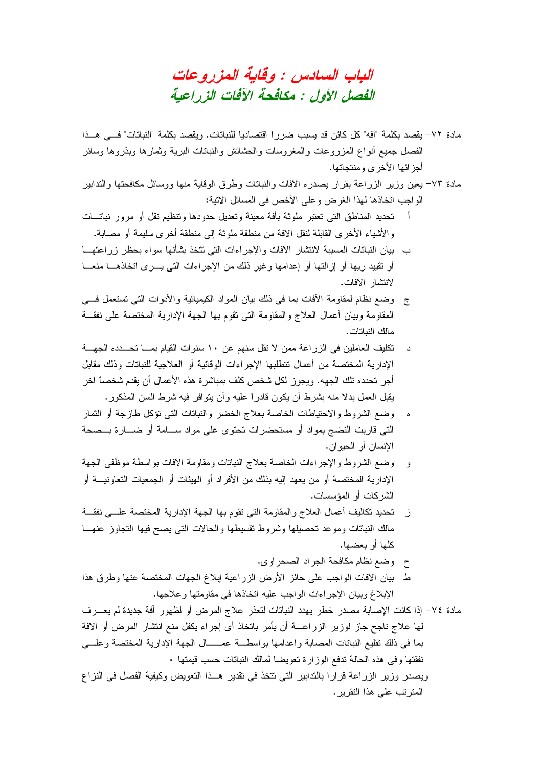# الباب السادس : وقاية المزروعات

## الفصل الأول : مكافحة الآفات الزراعية

مادة ٧٢- يقصد بكلمة "آفه" كل كائن قد يسبب ضررا اقتصاديا للنباتات. ويقصد بكلمة "النباتات" فى هذا الفصل جميع أنواع المزروعات والمغروسات والحشائش والنباتات البرية وثمارها وبذورها وسائر أجزائها الأخرى ومنتجاتها.

مادة ٧٣- يعين وزير الزراعة بقرار يصدره الآفات والنباتات وطرق الوقاية منها ووسائل مكافحتها والتدابير الواجب اتخاذها لهذا الغرض وعلى الأخص فى المسائل الاتية:

أ تحديد المناطق التى تعتبر ملوثة بآفة معينة وتعديل حدودها وتنظيم نقل أو مرور نباتات والأشياء الأخرى القابلة لنقل الآفة من منطقة ملوثة إلى منطقة أخرى سليمة أو مصابة.

ب بيان النباتات المسببة لانتشار الآفات والإجراءات التى تتخذ بشأنها سواء بحظر زراعتها أو تقييد ريها أو إزالتها أو إعدامها وغير ذلك من الإجراءات التى يرى اتخاذها منعا لانتشار الآفات.

ج وضع نظام لمقاومة الآفات بما فى ذلك بيان المواد الكيميائية والأدوات التى تستعمل فى المقاومة وبيان أعمال العلاج والمقاومة التى تقوم بها الجهة الإدارية المختصة على نفقة مالك النباتات.

د تكليف العاملين فى الزراعة ممن لا تقل سنهم عن ١٠ سنوات القيام بما تحدده الجهة الإدارية المختصة من أعمال تتطلبها الإجراءات الوقائية أو العلاجية للنباتات وذلك مقابل أجر تحدده تلك الجهه. ويجوز لكل شخص كلف بمباشرة هذه الأعمال أن يقدم شخصاً آخر يقبل العمل بدلا منه بشرط أن يكون قادراً عليه وأن يتوافر فيه شرط السن المذكور.

ه وضع الشروط والاحتياطات الخاصة بعلاج الخضر والنباتات التى تؤكل طازجة أو الثمار التى قاربت النضج بمواد أو مستحضرات تحتوى على مواد سامة أو ضارة بصحة الإنسان أو الحيوان.

و وضع الشروط والإجراءات الخاصة بعلاج النباتات ومقاومة الآفات بواسطة موظفى الجهة الإدارية المختصة أو من يعهد إليه بذلك من الأفراد أو الهيئات أو الجمعيات التعاونية أو الشركات أو المؤسسات.

ز تحديد تكاليف أعمال العلاج والمقاومة التى تقوم بها الجهة الإدارية المختصة على نفقة مالك النباتات وموعد تحصيلها وشروط تقسيطها والحالات التى يصح فيها التجاوز عنها كلها أو بعضها.

ح وضع نظام مكافحة الجراد الصحراوى.

ط بيان الآفات الواجب على حائز الأرض الزراعية إبلاغ الجهات المختصة عنها وطرق هذا الإبلاغ وبيان الإجراءات الواجب عليه اتخاذها فى مقاومتها وعلاجها.

مادة ٧٤- إذا كانت الإصابة مصدر خطر يهدد النباتات لتعذر علاج المرض أو لظهور آفة جديدة لم يعرف لها علاج ناجح جاز لوزير الزراعة أن يأمر باتخاذ أى إجراء يكفل منع انتشار المرض أو الآفة بما فى ذلك تقليع النباتات المصابة واعدامها بواسطة عمال الجهة الإدارية المختصة وعلى نفقتها وفى هذه الحالة تدفع الوزارة تعويضا لمالك النباتات حسب قيمتها ·

ويصدر وزير الزراعة قرارا بالتدابير التى تتخذ فى تقدير هذا التعويض وكيفية الفصل فى النزاع المترتب على هذا التقرير.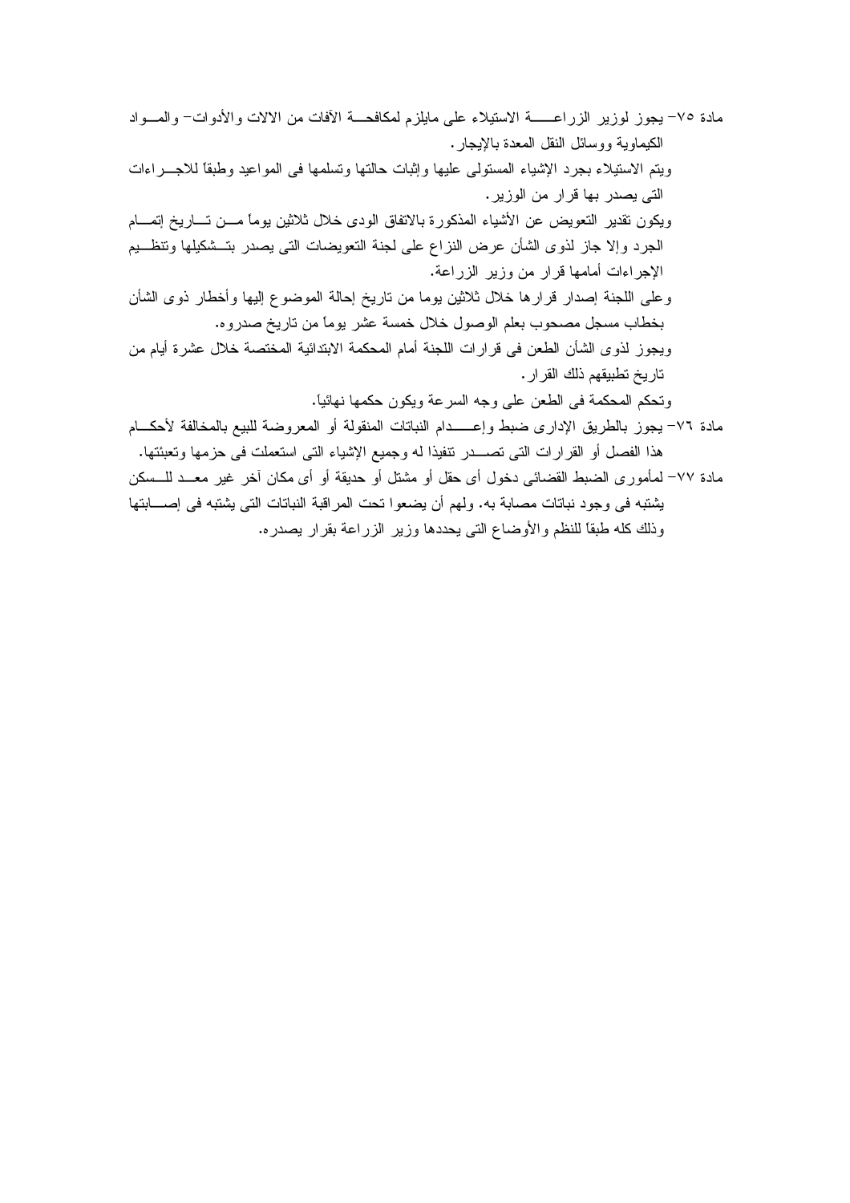مادة ٧٥- يجوز لوزير الزراعة الاستيلاء على مايلزم لمكافحة الآفات من الالات والأدوات- والمواد الكيماوية ووسائل النقل المعدة بالإيجار.

ويتم الاستيلاء بجرد الإشياء المستولى عليها وإثبات حالتها وتسلمها فى المواعيد وطبقاً للاجراءات التى يصدر بها قرار من الوزير.

ويكون تقدير التعويض عن الأشياء المذكورة بالاتفاق الودى خلال ثلاثين يوماً من تاريخ إتمام الجرد وإلا جاز لذوى الشأن عرض النزاع على لجنة التعويضات التى يصدر بتشكيلها وتنظيم الإجراءات أمامها قرار من وزير الزراعة.

وعلى اللجنة إصدار قرارها خلال ثلاثين يوما من تاريخ إحالة الموضوع إليها وأخطار ذوى الشأن بخطاب مسجل مصحوب بعلم الوصول خلال خمسة عشر يوماً من تاريخ صدروه.

ويجوز لذوى الشأن الطعن فى قرارات اللجنة أمام المحكمة الابتدائية المختصة خلال عشرة أيام من تاريخ تطبيقهم ذلك القرار.

وتحكم المحكمة فى الطعن على وجه السرعة ويكون حكمها نهائياً.

مادة ٧٦- يجوز بالطريق الإدارى ضبط وإعدام النباتات المنقولة أو المعروضة للبيع بالمخالفة لأحكام هذا الفصل أو القرارات التى تصدر تنفيذا له وجميع الإشياء التى استعملت فى حزمها وتعبئتها.

مادة ٧٧- لمأمورى الضبط القضائى دخول أى حقل أو مشتل أو حديقة أو أى مكان آخر غير معد للسكن يشتبه فى وجود نباتات مصابة به. ولهم أن يضعوا تحت المراقبة النباتات التى يشتبه فى إصابتها وذلك كله طبقاً للنظم والأوضاع التى يحددها وزير الزراعة بقرار يصدره.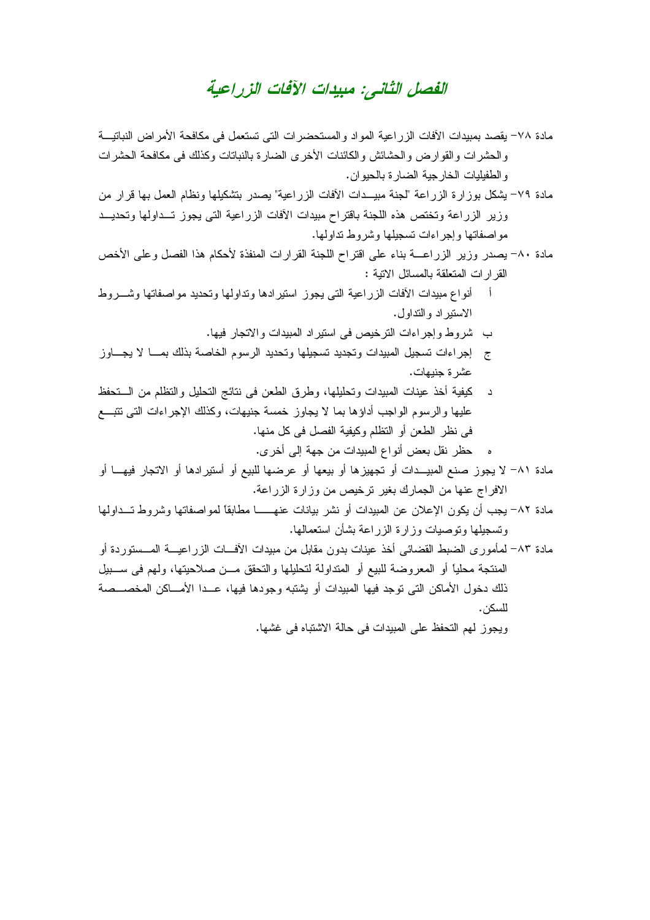## الفصل الثاني: مبيدات الآفات الزراعية

مادة ٧٨- يقصد بمبيدات الآفات الزراعية المواد والمستحضرات التى تستعمل فى مكافحة الأمراض النباتية والحشرات والقوارض والحشائش والكائنات الأخرى الضارة بالنباتات وكذلك فى مكافحة الحشرات والطفيليات الخارجية الضارة بالحيوان.

مادة ٧٩- يشكل بوزارة الزراعة "لجنة مبيدات الآفات الزراعية" يصدر بتشكيلها ونظام العمل بها قرار من وزير الزراعة وتختص هذه اللجنة باقتراح مبيدات الآفات الزراعية التى يجوز تداولها وتحديد مواصفاتها وإجراءات تسجيلها وشروط تداولها.

مادة ٨٠- يصدر وزير الزراعة بناء على اقتراح اللجنة القرارات المنفذة لأحكام هذا الفصل وعلى الأخص القرارات المتعلقة بالمسائل الاتية :

- أ أنواع مبيدات الآفات الزراعية التى يجوز استيرادها وتداولها وتحديد مواصفاتها وشروط الاستيراد والتداول.
- ب شروط وإجراءات الترخيص فى استيراد المبيدات والاتجار فيها.
- ج إجراءات تسجيل المبيدات وتجديد تسجيلها وتحديد الرسوم الخاصة بذلك بما لا يجاوز عشرة جنيهات.
- د كيفية أخذ عينات المبيدات وتحليلها، وطرق الطعن فى نتائج التحليل والتظلم من التحفظ عليها والرسوم الواجب أداؤها بما لا يجاوز خمسة جنيهات، وكذلك الإجراءات التى تتبع فى نظر الطعن أو التظلم وكيفية الفصل فى كل منها.
- ه حظر نقل بعض أنواع المبيدات من جهة إلى أخرى.

مادة ٨١- لا يجوز صنع المبيدات أو تجهيزها أو بيعها أو عرضها للبيع أو أستيرادها أو الاتجار فيها أو الافراج عنها من الجمارك بغير ترخيص من وزارة الزراعة.

مادة ٨٢- يجب أن يكون الإعلان عن المبيدات أو نشر بيانات عنها مطابقاً لمواصفاتها وشروط تداولها وتسجيلها وتوصيات وزارة الزراعة بشأن استعمالها.

مادة ٨٣- لمأمورى الضبط القضائى أخذ عينات بدون مقابل من مبيدات الآفات الزراعية المستوردة أو المنتجة محلياً أو المعروضة للبيع أو المتداولة لتحليلها والتحقق من صلاحيتها، ولهم فى سبيل ذلك دخول الأماكن التى توجد فيها المبيدات أو يشتبه وجودها فيها، عدا الأماكن المخصصة للسكن.

ويجوز لهم التحفظ على المبيدات فى حالة الاشتباه فى غشها.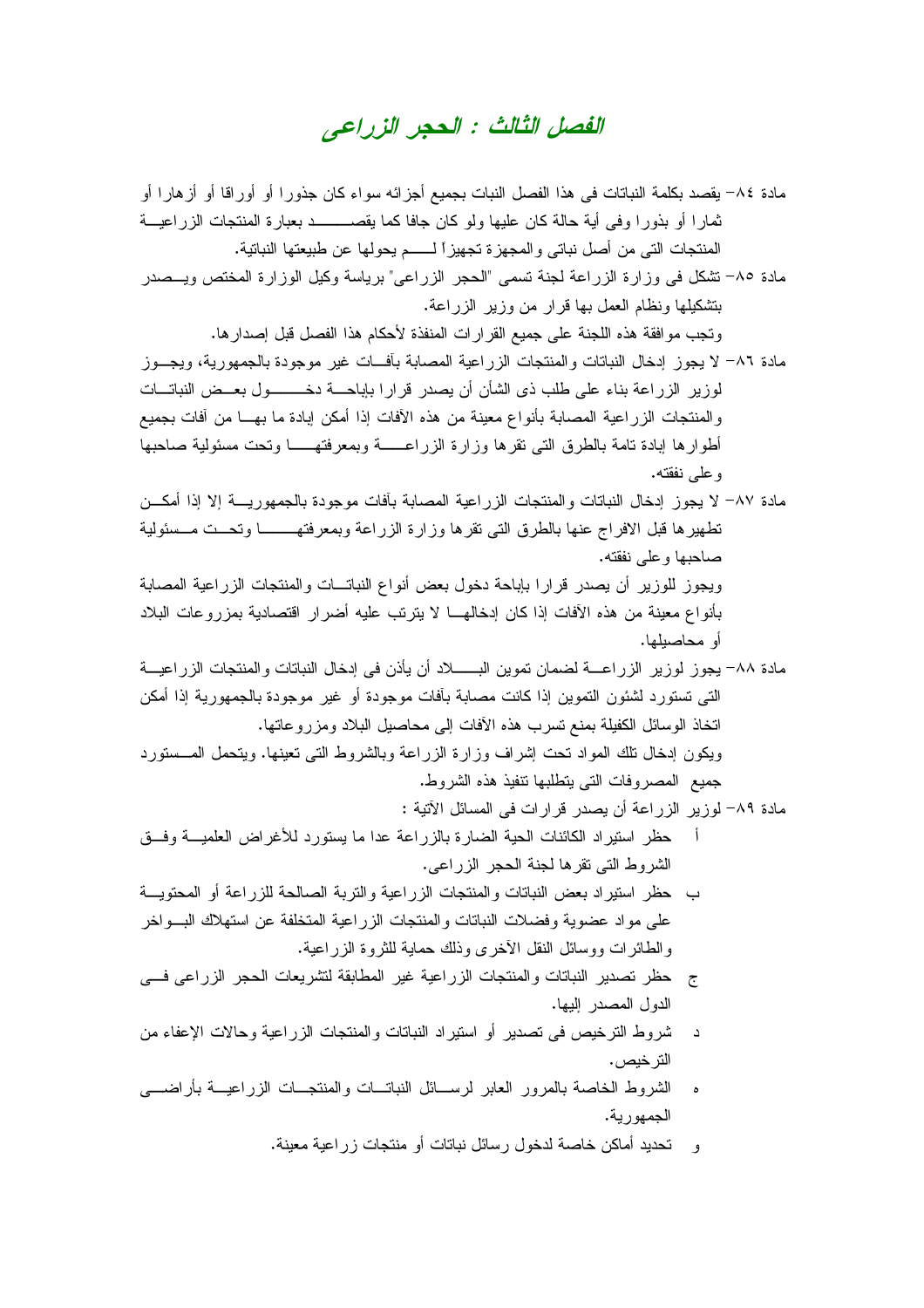# الفصل الثالث : الحجر الزراعى

مادة ٨٤- يقصد بكلمة النباتات فى هذا الفصل النبات بجميع أجزائه سواء كان جذورا أو أوراقا أو أزهارا أو ثمارا أو بذورا وفى أية حالة كان عليها ولو كان جافا كما يقصد بعبارة المنتجات الزراعية المنتجات التى من أصل نباتى والمجهزة تجهيزاً لم يحولها عن طبيعتها النباتية.

مادة ٨٥- تشكل فى وزارة الزراعة لجنة تسمى "الحجر الزراعى" برياسة وكيل الوزارة المختص ويصدر بتشكيلها ونظام العمل بها قرار من وزير الزراعة.

وتجب موافقة هذه اللجنة على جميع القرارات المنفذة لأحكام هذا الفصل قبل إصدارها.

مادة ٨٦- لا يجوز إدخال النباتات والمنتجات الزراعية المصابة بآفات غير موجودة بالجمهورية، ويجوز لوزير الزراعة بناء على طلب ذى الشأن أن يصدر قرارا بإباحة دخول بعض النباتات والمنتجات الزراعية المصابة بأنواع معينة من هذه الآفات إذا أمكن إبادة ما بها من آفات بجميع أطوارها إبادة تامة بالطرق التى تقرها وزارة الزراعة وبمعرفتها وتحت مسئولية صاحبها وعلى نفقته.

مادة ٨٧- لا يجوز إدخال النباتات والمنتجات الزراعية المصابة بآفات موجودة بالجمهورية إلا إذا أمكن تطهيرها قبل الافراج عنها بالطرق التى تقرها وزارة الزراعة وبمعرفتها وتحت مسئولية صاحبها وعلى نفقته.

ويجوز للوزير أن يصدر قرارا بإباحة دخول بعض أنواع النباتات والمنتجات الزراعية المصابة بأنواع معينة من هذه الآفات إذا كان إدخالها لا يترتب عليه أضرار اقتصادية بمزروعات البلاد أو محاصيلها.

مادة ٨٨- يجوز لوزير الزراعة لضمان تموين البلاد أن يأذن فى إدخال النباتات والمنتجات الزراعية التى تستورد لشئون التموين إذا كانت مصابة بآفات موجودة أو غير موجودة بالجمهورية إذا أمكن اتخاذ الوسائل الكفيلة بمنع تسرب هذه الآفات إلى محاصيل البلاد ومزروعاتها.

ويكون إدخال تلك المواد تحت إشراف وزارة الزراعة وبالشروط التى تعينها. ويتحمل المستورد جميع المصروفات التى يتطلبها تنفيذ هذه الشروط.

مادة ٨٩- لوزير الزراعة أن يصدر قرارات فى المسائل الآتية :

- أ حظر استيراد الكائنات الحية الضارة بالزراعة عدا ما يستورد للأغراض العلمية وفق الشروط التى تقرها لجنة الحجر الزراعى.
- ب حظر استيراد بعض النباتات والمنتجات الزراعية والتربة الصالحة للزراعة أو المحتوية على مواد عضوية وفضلات النباتات والمنتجات الزراعية المتخلفة عن استهلاك البواخر والطائرات ووسائل النقل الأخرى وذلك حماية للثروة الزراعية.
- ج حظر تصدير النباتات والمنتجات الزراعية غير المطابقة لتشريعات الحجر الزراعى فى الدول المصدر إليها.
- د شروط الترخيص فى تصدير أو استيراد النباتات والمنتجات الزراعية وحالات الإعفاء من الترخيص.
- ه الشروط الخاصة بالمرور العابر لرسائل النباتات والمنتجات الزراعية بأراضى الجمهورية.
- و تحديد أماكن خاصة لدخول رسائل نباتات أو منتجات زراعية معينة.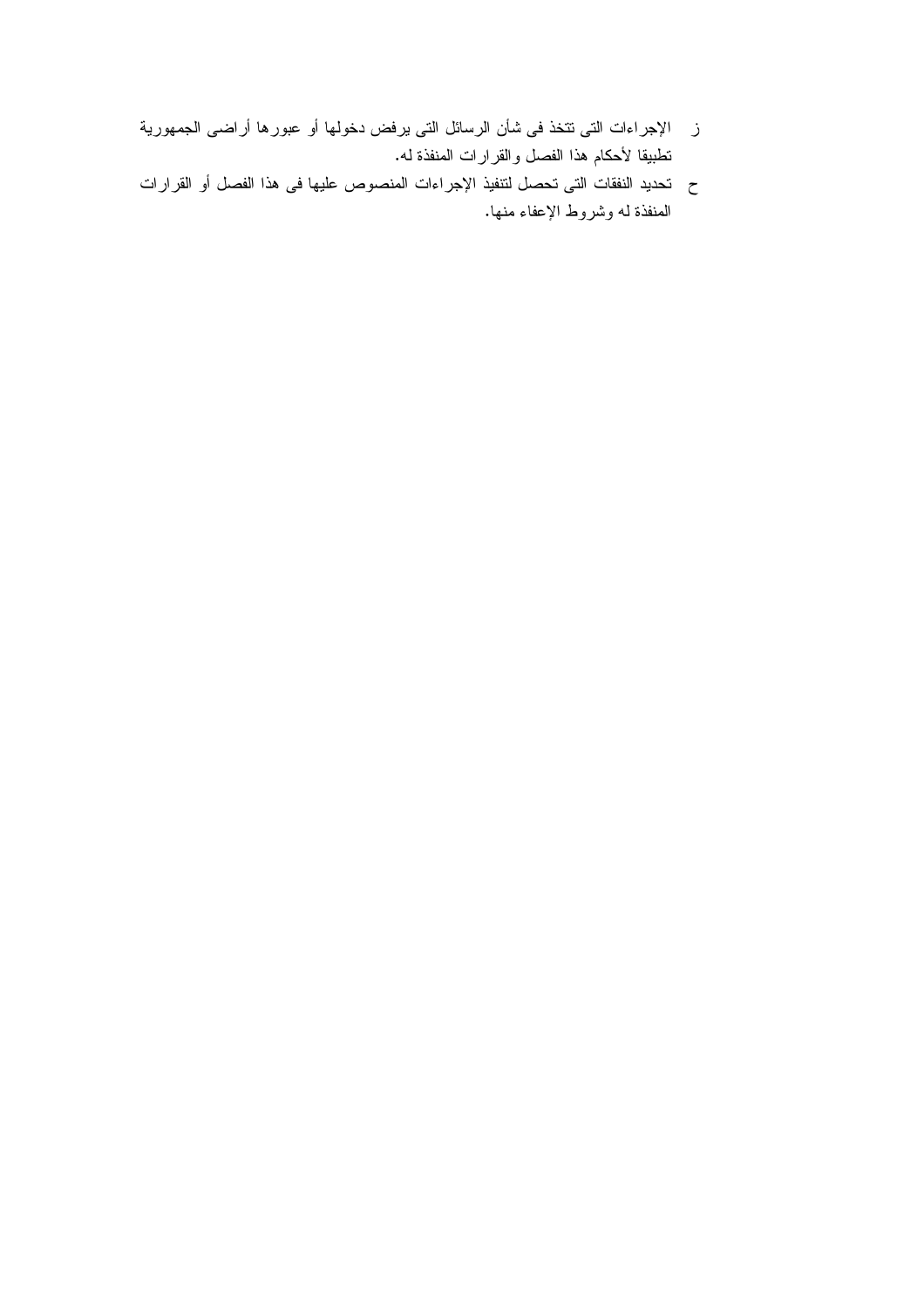ز  الإجراءات التى تتخذ فى شأن الرسائل التى يرفض دخولها أو عبورها أراضى الجمهورية تطبيقا لأحكام هذا الفصل والقرارات المنفذة له.

ح  تحديد النفقات التى تحصل لتنفيذ الإجراءات المنصوص عليها فى هذا الفصل أو القرارات المنفذة له وشروط الإعفاء منها.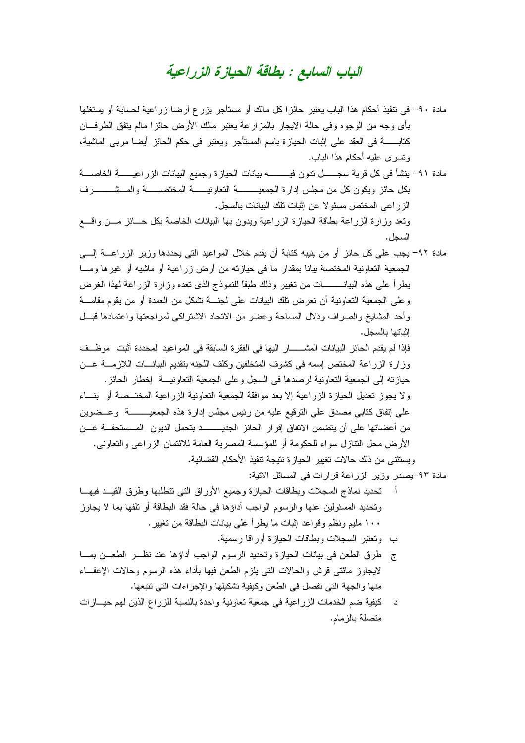# الباب السابع : بطاقة الحيازة الزراعية

مادة ٩٠- فى تنفيذ أحكام هذا الباب يعتبر حائزا كل مالك أو مستأجر يزرع أرضا زراعية لحسابة أو يستغلها بأى وجه من الوجوه وفى حالة الايجار بالمزارعة يعتبر مالك الأرض حائزا مالم يتفق الطرفان كتابة فى العقد على إثبات الحيازة باسم المستأجر ويعتبر فى حكم الحائز أيضا مربى الماشية، وتسرى عليه أحكام هذا الباب.

مادة ٩١- ينشأ فى كل قرية سجل تدون فيه بيانات الحيازة وجميع البيانات الزراعية الخاصة بكل حائز ويكون كل من مجلس إدارة الجمعية التعاونية المختصة والمشرف الزراعى المختص مسئولا عن إثبات تلك البيانات بالسجل.

وتعد وزارة الزراعة بطاقة الحيازة الزراعية ويدون بها البيانات الخاصة بكل حائز من واقع السجل.

مادة ٩٢- يجب على كل حائز أو من ينيبه كتابة أن يقدم خلال المواعيد التى يحددها وزير الزراعة إلى الجمعية التعاونية المختصة بيانا بمقدار ما فى حيازته من أرض زراعية أو ماشيه أو غيرها وما يطرأ على هذه البيانات من تغيير وذلك طبقاً للنموذج الذى تعده وزارة الزراعة لهذا الغرض وعلى الجمعية التعاونية أن تعرض تلك البيانات على لجنة تشكل من العمدة أو من يقوم مقامة وأحد المشايخ والصراف ودلال المساحة وعضو من الاتحاد الاشتراكى لمراجعتها واعتمادها قبل إثباتها بالسجل.

فإذا لم يقدم الحائز البيانات المشار اليها فى الفقرة السابقة فى المواعيد المحددة أثبت موظف وزارة الزراعة المختص إسمه فى كشوف المتخلفين وكلف اللجنه بتقديم البيانات اللازمة عن حيازته إلى الجمعية التعاونية لرصدها فى السجل وعلى الجمعية التعاونية إخطار الحائز.

ولا يجوز تعديل الحيازة الزراعية إلا بعد موافقة الجمعية التعاونية الزراعية المختصة أو بناء على إتفاق كتابى مصدق على التوقيع عليه من رئيس مجلس إدارة هذه الجمعية وعضوين من أعضائها على أن يتضمن الاتفاق إقرار الحائز الجديد بتحمل الديون المستحقة عن الأرض محل التنازل سواء للحكومة أو للمؤسسة المصرية العامة للائتمان الزراعى والتعاونى.

ويستثنى من ذلك حالات تغيير الحيازة نتيجة تنفيذ الأحكام القضائية.

مادة ٩٣-يصدر وزير الزراعة قرارات فى المسائل الاتية:

أ تحديد نماذج السجلات وبطاقات الحيازة وجميع الأوراق التى تتطلبها وطرق القيد فيها وتحديد المسئولين عنها والرسوم الواجب أداؤها فى حالة فقد البطاقة أو تلفها بما لا يجاوز ١٠٠ مليم ونظم وقواعد إثبات ما يطرأ على بيانات البطاقة من تغيير.

ب وتعتبر السجلات وبطاقات الحيازة أوراقا رسمية.

ج طرق الطعن فى بيانات الحيازة وتحديد الرسوم الواجب أداؤها عند نظر الطعن بما لايجاوز مائتى قرش والحالات التى يلزم الطعن فيها بأداء هذه الرسوم وحالات الإعفاء منها والجهة التى تفصل فى الطعن وكيفية تشكيلها والإجراءات التى تتبعها.

د كيفية ضم الخدمات الزراعية فى جمعية تعاونية واحدة بالنسبة للزراع الذين لهم حيازات متصلة بالزمام.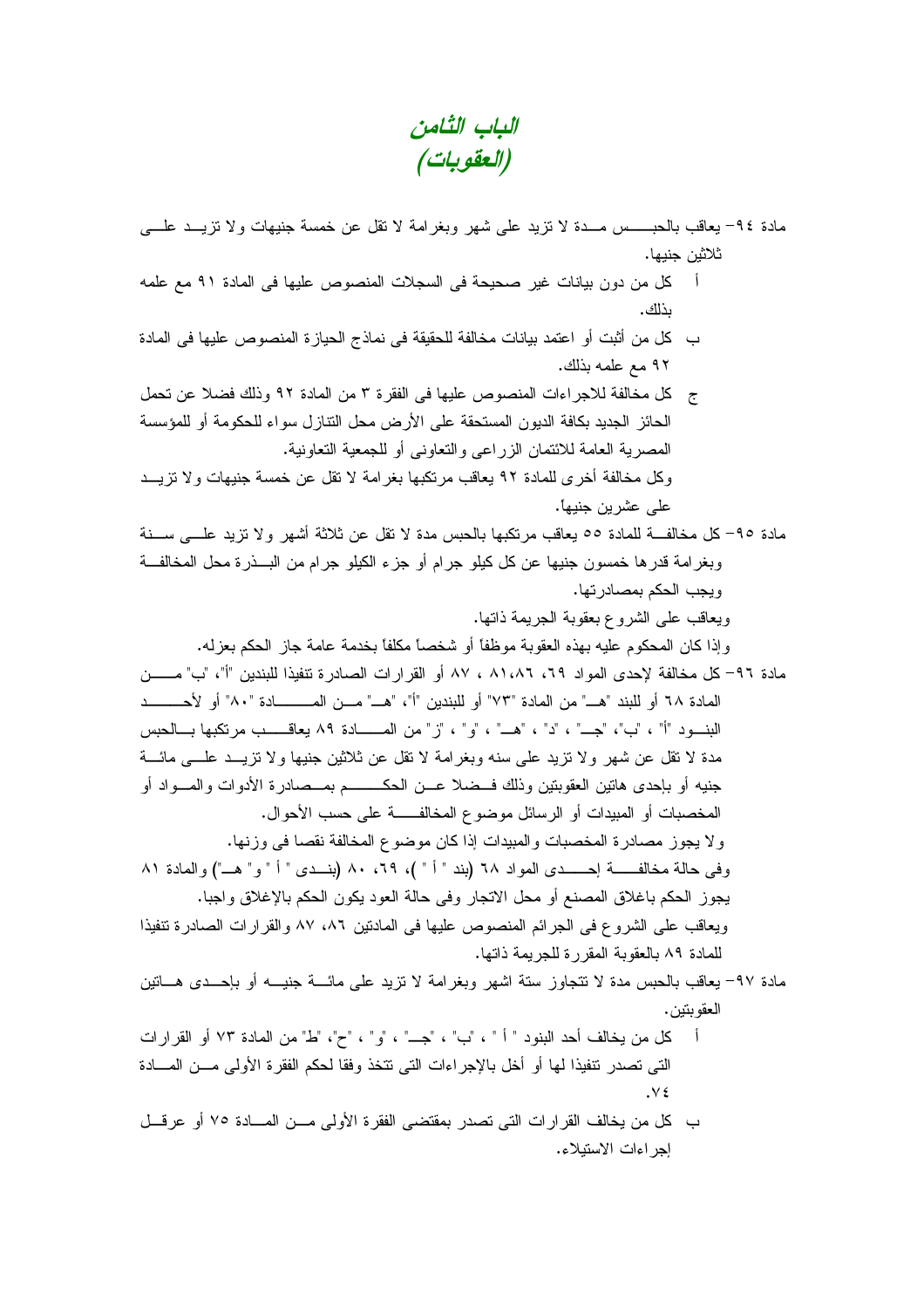# الباب الثامن
# (العقوبات)

مادة ٩٤- يعاقب بالحبس مدة لا تزيد على شهر وبغرامة لا تقل عن خمسة جنيهات ولا تزيد على ثلاثين جنيها.

أ كل من دون بيانات غير صحيحة فى السجلات المنصوص عليها فى المادة ٩١ مع علمه بذلك.

ب كل من أثبت أو اعتمد بيانات مخالفة للحقيقة فى نماذج الحيازة المنصوص عليها فى المادة ٩٢ مع علمه بذلك.

ج كل مخالفة للاجراءات المنصوص عليها فى الفقرة ٣ من المادة ٩٢ وذلك فضلا عن تحمل الحائز الجديد بكافة الديون المستحقة على الأرض محل التنازل سواء للحكومة أو للمؤسسة المصرية العامة للائتمان الزراعى والتعاونى أو للجمعية التعاونية.

وكل مخالفة أخرى للمادة ٩٢ يعاقب مرتكبها بغرامة لا تقل عن خمسة جنيهات ولا تزيد على عشرين جنيهاً.

مادة ٩٥- كل مخالفة للمادة ٥٥ يعاقب مرتكبها بالحبس مدة لا تقل عن ثلاثة أشهر ولا تزيد على سنة وبغرامة قدرها خمسون جنيها عن كل كيلو جرام أو جزء الكيلو جرام من البذرة محل المخالفة ويجب الحكم بمصادرتها.

ويعاقب على الشروع بعقوبة الجريمة ذاتها.

وإذا كان المحكوم عليه بهذه العقوبة موظفاً أو شخصاً مكلفاً بخدمة عامة جاز الحكم بعزله.

مادة ٩٦- كل مخالفة لإحدى المواد ٦٩، ٨١،٨٦ ، ٨٧ أو القرارات الصادرة تنفيذا للبندين "أ"، "ب" من المادة ٦٨ أو للبند "هـ" من المادة "٧٣" أو للبندين "أ"، "هـ" من المادة "٨٠" أو لأحد البنود "أ" ، "ب"، "جـ" ، "د" ، "هـ" ، "و" ، "ز" من المادة ٨٩ يعاقب مرتكبها بالحبس مدة لا تقل عن شهر ولا تزيد على سنه وبغرامة لا تقل عن ثلاثين جنيها ولا تزيد على مائة جنيه أو بإحدى هاتين العقوبتين وذلك فضلا عن الحكم بمصادرة الأدوات والمواد أو المخصبات أو المبيدات أو الرسائل موضوع المخالفة على حسب الأحوال.

ولا يجوز مصادرة المخصبات والمبيدات إذا كان موضوع المخالفة نقصا فى وزنها.

وفى حالة مخالفة إحدى المواد ٦٨ (بند " أ ")، ٦٩، ٨٠ (بندى " أ " و" هـ") والمادة ٨١ يجوز الحكم باغلاق المصنع أو محل الاتجار وفى حالة العود يكون الحكم بالإغلاق واجبا.

ويعاقب على الشروع فى الجرائم المنصوص عليها فى المادتين ٨٦، ٨٧ والقرارات الصادرة تنفيذا للمادة ٨٩ بالعقوبة المقررة للجريمة ذاتها.

مادة ٩٧- يعاقب بالحبس مدة لا تتجاوز ستة اشهر وبغرامة لا تزيد على مائة جنيه أو بإحدى هاتين العقوبتين.

أ كل من يخالف أحد البنود " أ " ، "ب" ، "جـ" ، "و" ، "ح"، "ط" من المادة ٧٣ أو القرارات التى تصدر تنفيذا لها أو أخل بالإجراءات التى تتخذ وفقا لحكم الفقرة الأولى من المادة ٧٤.

ب كل من يخالف القرارات التى تصدر بمقتضى الفقرة الأولى من المادة ٧٥ أو عرقل إجراءات الاستيلاء.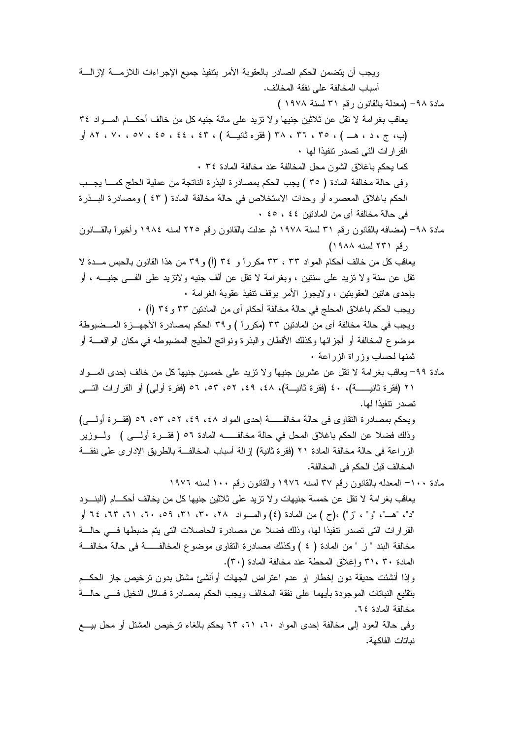ويجب أن يتضمن الحكم الصادر بالعقوبة الأمر بتنفيذ جميع الإجراءات اللازمة لإزالة أسباب المخالفة على نفقة المخالف.

مادة ٩٨- (معدلة بالقانون رقم ٣١ لسنة ١٩٧٨ )

يعاقب بغرامة لا تقل عن ثلاثين جنيها ولا تزيد على مائة جنيه كل من خالف أحكام المواد ٣٤ (ب، ج ، د ، هـ ) ، ٣٥ ، ٣٦ ، ٣٨ ( فقره ثانية ) ، ٤٣ ، ٤٤ ، ٤٥ ، ٥٧ ، ٧٠ ، ٨٢ أو القرارات التى تصدر تنفيذا لها ·

كما يحكم باغلاق الشون محل المخالفة عند مخالفة المادة ٣٤ ·

وفى حالة مخالفة المادة ( ٣٥ ) يجب الحكم بمصادرة البذرة الناتجة من عملية الحلج كما يجب الحكم باغلاق المعصره أو وحدات الاستخلاص في حالة مخالفة المادة ( ٤٣ ) ومصادرة البذرة فى حالة مخالفة أى من المادتين ٤٤ ، ٤٥ ·

مادة ٩٨- (مضافه بالقانون رقم ٣١ لسنة ١٩٧٨ ثم عدلت بالقانون رقم ٢٢٥ لسنه ١٩٨٤ وأخيراً بالقانون رقم ٢٣١ لسنه ١٩٨٨)

يعاقب كل من خالف أحكام المواد ٣٣ ، ٣٣ مكرراً و ٣٤ (أ) و٣٩ من هذا القانون بالحبس مدة لا تقل عن سنة ولا تزيد على سنتين ، وبغرامة لا تقل عن ألف جنيه ولاتزيد على الفى جنيه ، أو بإحدى هاتين العقوبتين ، ولايجوز الأمر بوقف تنفيذ عقوبة الغرامة ·

ويجب الحكم باغلاق المحلج في حالة مخالفة أحكام أى من المادتين ٣٣ و٣٤ (أ) ·

ويجب في حالة مخالفة أى من المادتين ٣٣ (مكرراً ) و٣٩ الحكم بمصادرة الأجهزة المضبوطة موضوع المخالفة أو أجزائها وكذلك الأقطان والبذرة ونواتج الحليج المضبوطه في مكان الواقعة أو ثمنها لحساب وزراة الزراعة ·

مادة ٩٩- يعاقب بغرامة لا تقل عن عشرين جنيهاً ولا تزيد على خمسين جنيهاً كل من خالف إحدى المواد ٢١ (فقرة ثانية)، ٤٠ (فقرة ثانية)، ٤٨، ٤٩، ٥٢، ٥٣، ٥٦ (فقرة أولى) أو القرارات التى تصدر تنفيذا لها.

ويحكم بمصادرة التقاوى فى حالة مخالفة إحدى المواد ٤٨، ٤٩، ٥٢، ٥٣، ٥٦ (فقرة أولى) وذلك فضلا عن الحكم باغلاق المحل في حالة مخالفة المادة ٥٦ ( فقرة أولى ) ولوزير الزراعة فى حالة مخالفة المادة ٢١ (فقرة ثانية) إزالة أسباب المخالفة بالطريق الإدارى على نفقة المخالف قبل الحكم فى المخالفة.

مادة ١٠٠- المعدله بالقانون رقم ٣٧ لسنه ١٩٧٦ والقانون رقم ١٠٠ لسنه ١٩٧٦

يعاقب بغرامة لا تقل عن خمسة جنيهات ولا تزيد على ثلاثين جنيها كل من يخالف أحكام (البنود "د"، "هـ"، "و" ، "ز") ،(ح ) من المادة (٤) والمواد ٢٨، ٣٠، ٣١، ٥٩، ٦٠، ٦١، ٦٣، ٦٤ أو القرارات التى تصدر تنفيذا لها، وذلك فضلا عن مصادرة الحاصلات التى يتم ضبطها فى حالة مخالفة البند " ز " من المادة ( ٤ ) وكذلك مصادرة التقاوى موضوع المخالفة فى حالة مخالفة المادة ٣٠ ،٣١ وإغلاق المحطة عند مخالفة المادة (٣٠).

وإذا أنشئت حديقة دون إخطار او عدم اعتراض الجهات أوأنشئ مشتل بدون ترخيص جاز الحكم بتقليع النباتات الموجودة بأيهما على نفقة المخالف ويجب الحكم بمصادرة فسائل النخيل فى حالة مخالفة المادة ٦٤.

وفى حالة العود إلى مخالفة إحدى المواد ٦٠، ٦١، ٦٣ يحكم بالغاء ترخيص المشتل أو محل بيع نباتات الفاكهة.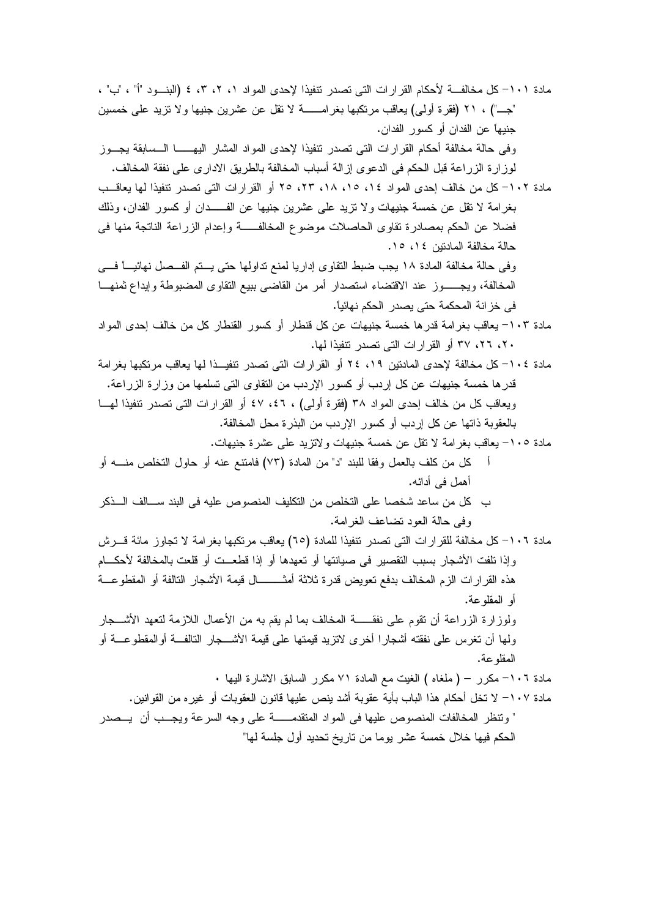مادة ١٠١- كل مخالفة لأحكام القرارات التى تصدر تنفيذا لإحدى المواد ١، ٢، ٣، ٤ (البنود "أ" ، "ب" ، "جـ") ، ٢١ (فقرة أولى) يعاقب مرتكبها بغرامة لا تقل عن عشرين جنيها ولا تزيد على خمسين جنيهاً عن الفدان أو كسور الفدان.

وفى حالة مخالفة أحكام القرارات التى تصدر تنفيذا لإحدى المواد المشار اليها السابقة يجوز لوزارة الزراعة قبل الحكم فى الدعوى إزالة أسباب المخالفة بالطريق الادارى على نفقة المخالف.

مادة ١٠٢- كل من خالف إحدى المواد ١٤، ١٥، ١٨، ٢٣، ٢٥ أو القرارات التى تصدر تنفيذا لها يعاقب بغرامة لا تقل عن خمسة جنيهات ولا تزيد على عشرين جنيها عن الفدان أو كسور الفدان، وذلك فضلا عن الحكم بمصادرة تقاوى الحاصلات موضوع المخالفة وإعدام الزراعة الناتجة منها فى حالة مخالفة المادتين ١٤، ١٥.

وفى حالة مخالفة المادة ١٨ يجب ضبط التقاوى إداريا لمنع تداولها حتى يتم الفصل نهائياً فى المخالفة، ويجوز عند الاقتضاء استصدار أمر من القاضى ببيع التقاوى المضبوطة وإيداع ثمنها فى خزانة المحكمة حتى يصدر الحكم نهائياً.

مادة ١٠٣- يعاقب بغرامة قدرها خمسة جنيهات عن كل قنطار أو كسور القنطار كل من خالف إحدى المواد ٢٠، ٢٦، ٣٧ أو القرارات التى تصدر تنفيذا لها.

مادة ١٠٤- كل مخالفة لإحدى المادتين ١٩، ٢٤ أو القرارات التى تصدر تنفيذا لها يعاقب مرتكبها بغرامة قدرها خمسة جنيهات عن كل إردب أو كسور الإردب من التقاوى التى تسلمها من وزارة الزراعة.

ويعاقب كل من خالف إحدى المواد ٣٨ (فقرة أولى) ، ٤٦، ٤٧ أو القرارات التى تصدر تنفيذا لها بالعقوبة ذاتها عن كل إردب أو كسور الإردب من البذرة محل المخالفة.

مادة ١٠٥- يعاقب بغرامة لا تقل عن خمسة جنيهات ولاتزيد على عشرة جنيهات.

أ كل من كلف بالعمل وفقا للبند "د" من المادة (٧٣) فامتنع عنه أو حاول التخلص منه أو أهمل فى أدائه.

ب كل من ساعد شخصا على التخلص من التكليف المنصوص عليه فى البند سالف الذكر وفى حالة العود تضاعف الغرامة.

مادة ١٠٦- كل مخالفة للقرارات التى تصدر تنفيذا للمادة (٦٥) يعاقب مرتكبها بغرامة لا تجاوز مائة قرش وإذا تلفت الأشجار بسبب التقصير فى صيانتها أو تعهدها أو إذا قطعت أو قلعت بالمخالفة لأحكام هذه القرارات الزم المخالف بدفع تعويض قدرة ثلاثة أمثال قيمة الأشجار التالفة أو المقطوعة أو المقلوعة.

ولوزارة الزراعة أن تقوم على نفقة المخالف بما لم يقم به من الأعمال اللازمة لتعهد الأشجار ولها أن تغرس على نفقته أشجارا أخرى لاتزيد قيمتها على قيمة الأشجار التالفة أوالمقطوعة أو المقلوعة.

مادة ١٠٦- مكرر – ( ملغاه ) الغيت مع المادة ٧١ مكرر السابق الاشارة اليها ٠

مادة ١٠٧- لا تخل أحكام هذا الباب بأية عقوبة أشد ينص عليها قانون العقوبات أو غيره من القوانين.

" وتنظر المخالفات المنصوص عليها فى المواد المتقدمة على وجه السرعة ويجب أن يصدر الحكم فيها خلال خمسة عشر يوما من تاريخ تحديد أول جلسة لها"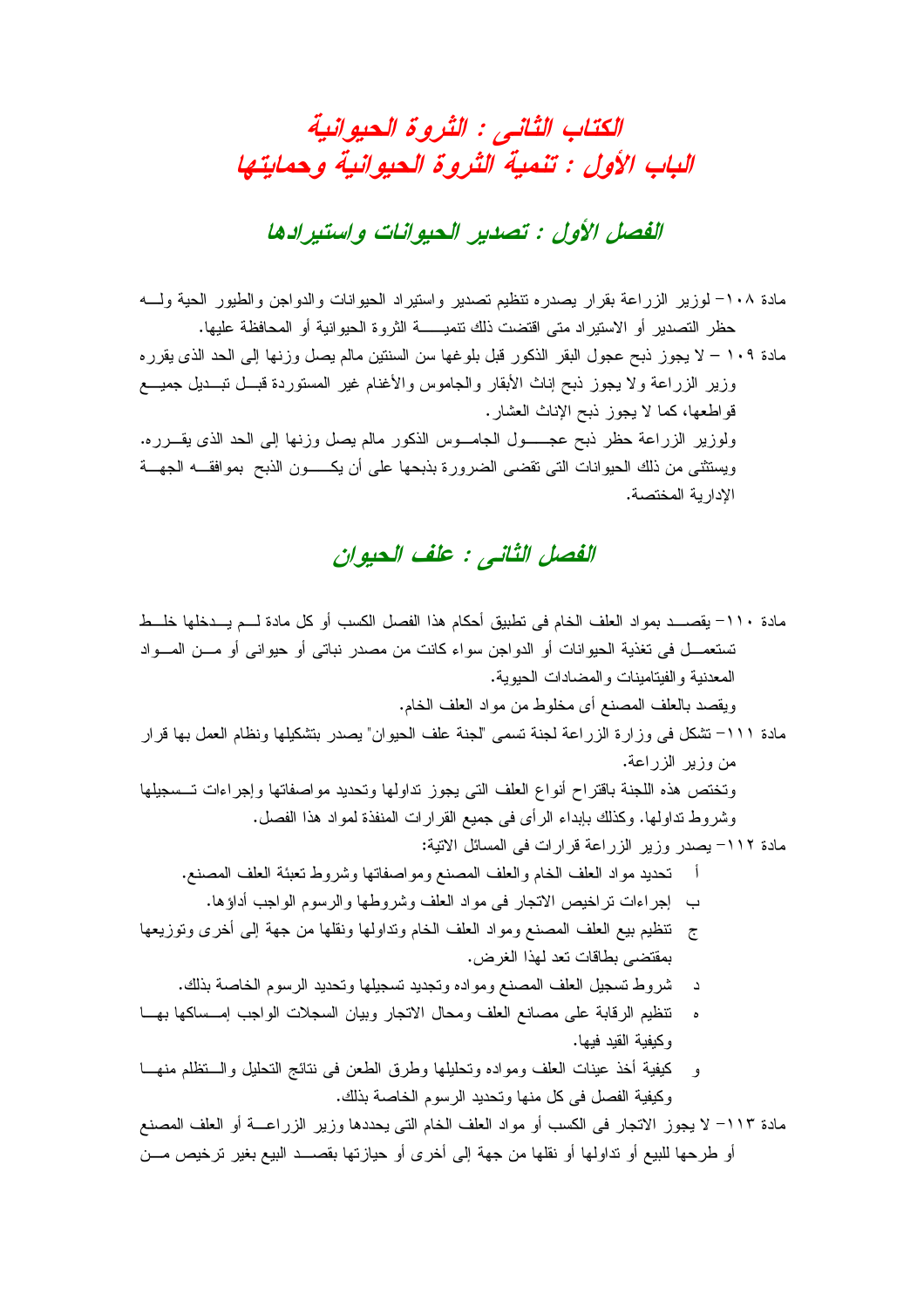# الكتاب الثانى : الثروة الحيوانية

## الباب الأول : تنمية الثروة الحيوانية وحمايتها

### الفصل الأول : تصدير الحيوانات واستيرادها

مادة ١٠٨- لوزير الزراعة بقرار يصدره تنظيم تصدير واستيراد الحيوانات والدواجن والطيور الحية وله حظر التصدير أو الاستيراد متى اقتضت ذلك تنمية الثروة الحيوانية أو المحافظة عليها.

مادة ١٠٩ – لا يجوز ذبح عجول البقر الذكور قبل بلوغها سن السنتين مالم يصل وزنها إلى الحد الذى يقرره وزير الزراعة ولا يجوز ذبح إناث الأبقار والجاموس والأغنام غير المستوردة قبل تبديل جميع قواطعها، كما لا يجوز ذبح الإناث العشار.

ولوزير الزراعة حظر ذبح عجول الجاموس الذكور مالم يصل وزنها إلى الحد الذى يقرره. ويستثنى من ذلك الحيوانات التى تقضى الضرورة بذبحها على أن يكون الذبح بموافقه الجهة الإدارية المختصة.

### الفصل الثانى : علف الحيوان

مادة ١١٠- يقصد بمواد العلف الخام فى تطبيق أحكام هذا الفصل الكسب أو كل مادة لم يدخلها خلط تستعمل فى تغذية الحيوانات أو الدواجن سواء كانت من مصدر نباتى أو حيوانى أو من المواد المعدنية والفيتامينات والمضادات الحيوية.

ويقصد بالعلف المصنع أى مخلوط من مواد العلف الخام.

مادة ١١١- تشكل فى وزارة الزراعة لجنة تسمى "لجنة علف الحيوان" يصدر بتشكيلها ونظام العمل بها قرار من وزير الزراعة.

وتختص هذه اللجنة باقتراح أنواع العلف التى يجوز تداولها وتحديد مواصفاتها وإجراءات تسجيلها وشروط تداولها. وكذلك بإبداء الرأى فى جميع القرارات المنفذة لمواد هذا الفصل.

مادة ١١٢- يصدر وزير الزراعة قرارات فى المسائل الاتية:

- أ تحديد مواد العلف الخام والعلف المصنع ومواصفاتها وشروط تعبئة العلف المصنع.
- ب إجراءات تراخيص الاتجار فى مواد العلف وشروطها والرسوم الواجب أداؤها.
- ج تنظيم بيع العلف المصنع ومواد العلف الخام وتداولها ونقلها من جهة إلى أخرى وتوزيعها بمقتضى بطاقات تعد لهذا الغرض.
- د شروط تسجيل العلف المصنع ومواده وتجديد تسجيلها وتحديد الرسوم الخاصة بذلك.
- ه تنظيم الرقابة على مصانع العلف ومحال الاتجار وبيان السجلات الواجب إمساكها بها وكيفية القيد فيها.
- و كيفية أخذ عينات العلف ومواده وتحليلها وطرق الطعن فى نتائج التحليل والتظلم منها وكيفية الفصل فى كل منها وتحديد الرسوم الخاصة بذلك.

مادة ١١٣- لا يجوز الاتجار فى الكسب أو مواد العلف الخام التى يحددها وزير الزراعة أو العلف المصنع أو طرحها للبيع أو تداولها أو نقلها من جهة إلى أخرى أو حيازتها بقصد البيع بغير ترخيص من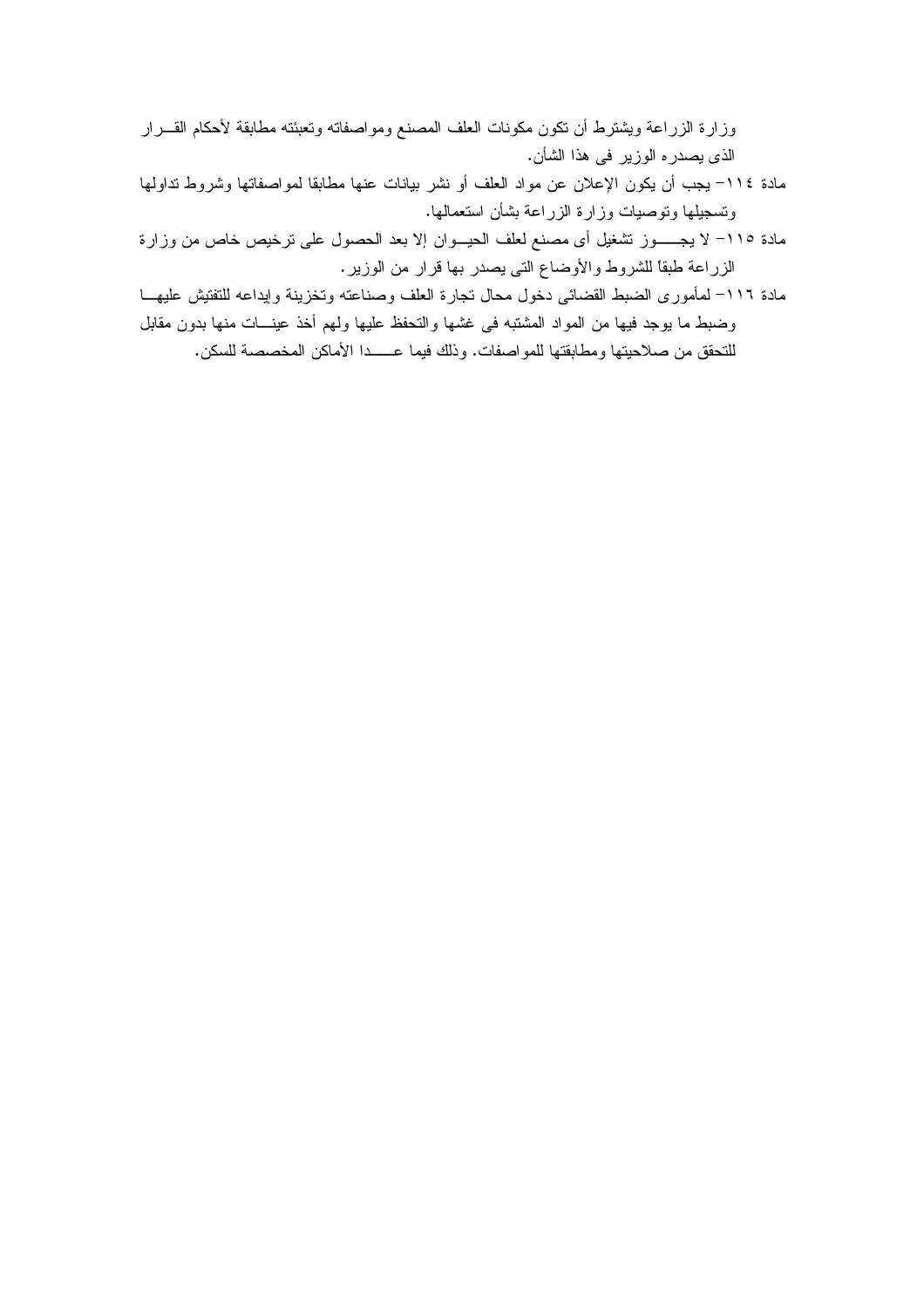وزارة الزراعة ويشترط أن تكون مكونات العلف المصنع ومواصفاته وتعبئته مطابقة لأحكام القرار الذى يصدره الوزير فى هذا الشأن.

مادة ١١٤- يجب أن يكون الإعلان عن مواد العلف أو نشر بيانات عنها مطابقا لمواصفاتها وشروط تداولها وتسجيلها وتوصيات وزارة الزراعة بشأن استعمالها.

مادة ١١٥- لا يجوز تشغيل أى مصنع لعلف الحيوان إلا بعد الحصول على ترخيص خاص من وزارة الزراعة طبقاً للشروط والأوضاع التى يصدر بها قرار من الوزير.

مادة ١١٦- لمأمورى الضبط القضائى دخول محال تجارة العلف وصناعته وتخزينة وإيداعه للتفتيش عليها وضبط ما يوجد فيها من المواد المشتبه فى غشها والتحفظ عليها ولهم أخذ عينات منها بدون مقابل للتحقق من صلاحيتها ومطابقتها للمواصفات. وذلك فيما عدا الأماكن المخصصة للسكن.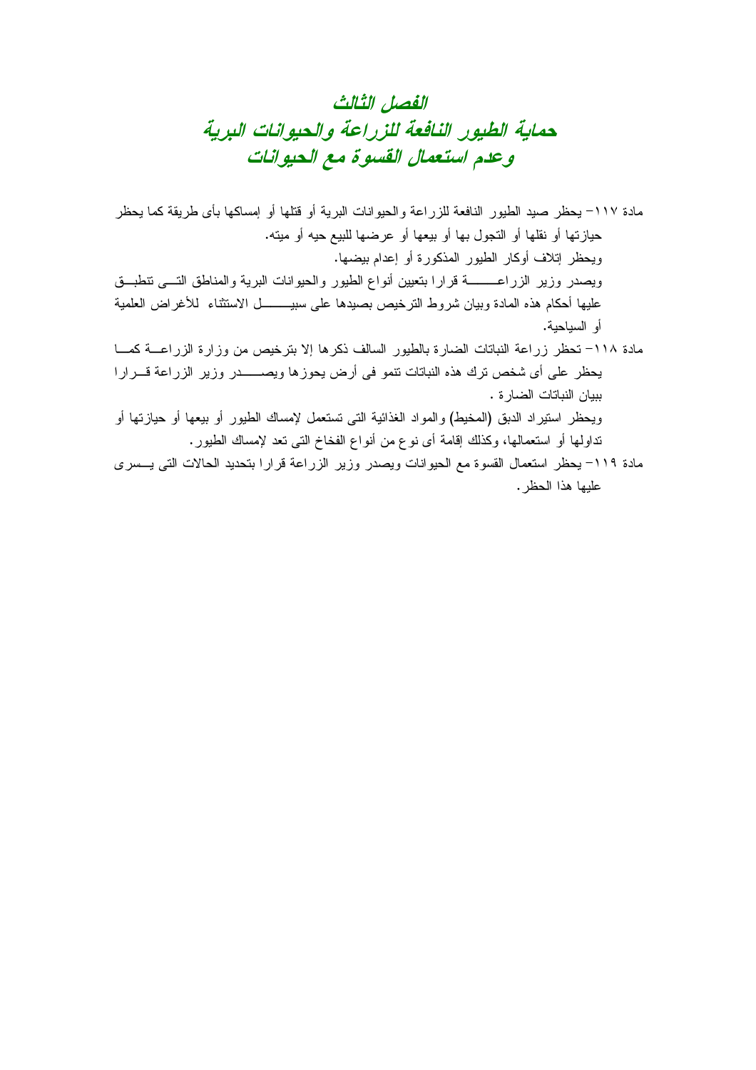# الفصل الثالث
## حماية الطيور النافعة للزراعة والحيوانات البرية وعدم استعمال القسوة مع الحيوانات

مادة ١١٧– يحظر صيد الطيور النافعة للزراعة والحيوانات البرية أو قتلها أو إمساكها بأى طريقة كما يحظر حيازتها أو نقلها أو التجول بها أو بيعها أو عرضها للبيع حيه أو ميته.

ويحظر إتلاف أوكار الطيور المذكورة أو إعدام بيضها.

ويصدر وزير الزراعة قرارا بتعيين أنواع الطيور والحيوانات البرية والمناطق التى تنطبق عليها أحكام هذه المادة وبيان شروط الترخيص بصيدها على سبيل الاستثناء للأغراض العلمية أو السياحية.

مادة ١١٨– تحظر زراعة النباتات الضارة بالطيور السالف ذكرها إلا بترخيص من وزارة الزراعة كما يحظر على أى شخص ترك هذه النباتات تنمو فى أرض يحوزها ويصدر وزير الزراعة قرارا ببيان النباتات الضارة .

ويحظر استيراد الدبق (المخيط) والمواد الغذائية التى تستعمل لإمساك الطيور أو بيعها أو حيازتها أو تداولها أو استعمالها، وكذلك إقامة أى نوع من أنواع الفخاخ التى تعد لإمساك الطيور.

مادة ١١٩– يحظر استعمال القسوة مع الحيوانات ويصدر وزير الزراعة قرارا بتحديد الحالات التى يسرى عليها هذا الحظر.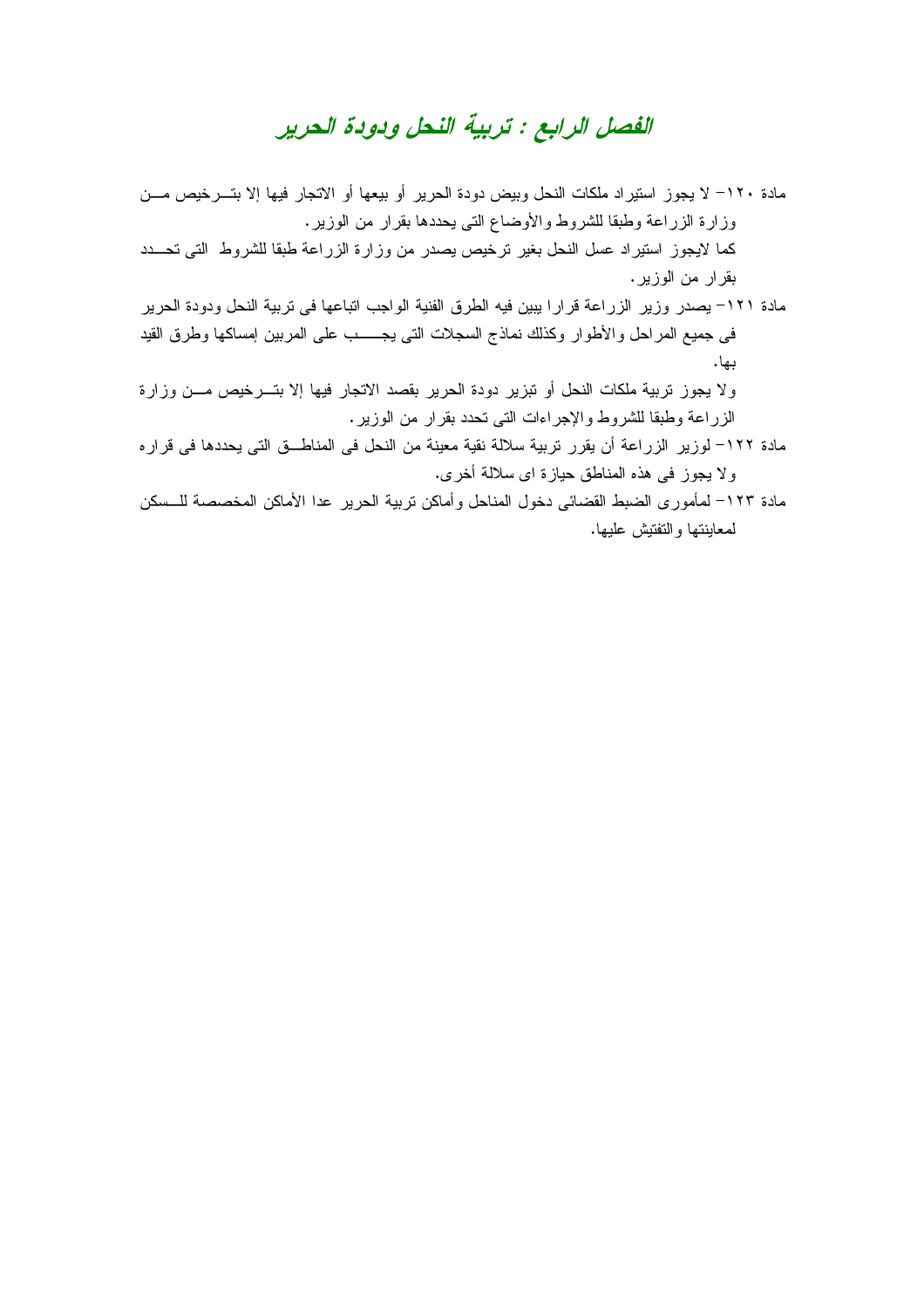# الفصل الرابع : تربية النحل ودودة الحرير

مادة ١٢٠– لا يجوز استيراد ملكات النحل وبيض دودة الحرير أو بيعها أو الاتجار فيها إلا بترخيص من وزارة الزراعة وطبقا للشروط والأوضاع التى يحددها بقرار من الوزير.

كما لايجوز استيراد عسل النحل بغير ترخيص يصدر من وزارة الزراعة طبقا للشروط التى تحدد بقرار من الوزير.

مادة ١٢١– يصدر وزير الزراعة قرارا يبين فيه الطرق الفنية الواجب اتباعها فى تربية النحل ودودة الحرير فى جميع المراحل والأطوار وكذلك نماذج السجلات التى يجب على المربين إمساكها وطرق القيد بها.

ولا يجوز تربية ملكات النحل أو تبزير دودة الحرير بقصد الاتجار فيها إلا بترخيص من وزارة الزراعة وطبقا للشروط والإجراءات التى تحدد بقرار من الوزير.

مادة ١٢٢– لوزير الزراعة أن يقرر تربية سلالة نقية معينة من النحل فى المناطق التى يحددها فى قراره ولا يجوز فى هذه المناطق حيازة اى سلالة أخرى.

مادة ١٢٣– لمأمورى الضبط القضائى دخول المناحل وأماكن تربية الحرير عدا الأماكن المخصصة للسكن لمعاينتها والتفتيش عليها.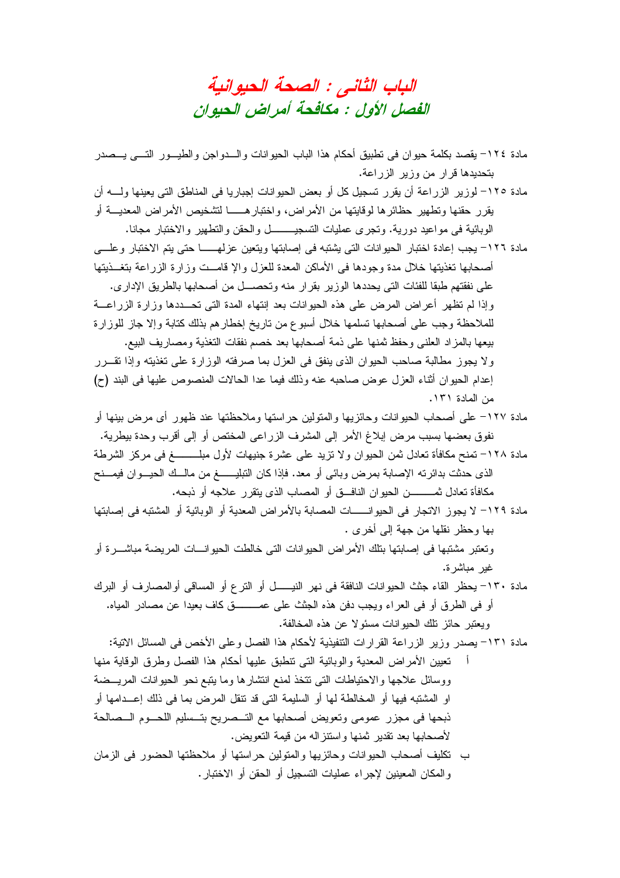# الباب الثانى : الصحة الحيوانية

## الفصل الأول : مكافحة أمراض الحيوان

مادة ١٢٤– يقصد بكلمة حيوان فى تطبيق أحكام هذا الباب الحيوانات والدواجن والطيور التى يصدر بتحديدها قرار من وزير الزراعة.

مادة ١٢٥– لوزير الزراعة أن يقرر تسجيل كل أو بعض الحيوانات إجباريا فى المناطق التى يعينها وله أن يقرر حقنها وتطهير حظائرها لوقايتها من الأمراض، واختبارها لتشخيص الأمراض المعدية أو الوبائية فى مواعيد دورية. وتجرى عمليات التسجيل والحقن والتطهير والاختبار مجانا.

مادة ١٢٦– يجب إعادة اختبار الحيوانات التى يشتبه فى إصابتها ويتعين عزلها حتى يتم الاختبار وعلى أصحابها تغذيتها خلال مدة وجودها فى الأماكن المعدة للعزل والإ قامت وزارة الزراعة بتغذيتها على نفقتهم طبقا للفئات التى يحددها الوزير بقرار منه وتحصل من أصحابها بالطريق الإدارى.

وإذا لم تظهر أعراض المرض على هذه الحيوانات بعد إنتهاء المدة التى تحددها وزارة الزراعة للملاحظة وجب على أصحابها تسلمها خلال أسبوع من تاريخ إخطارهم بذلك كتابة وإلا جاز للوزارة بيعها بالمزاد العلنى وحفظ ثمنها على ذمة أصحابها بعد خصم نفقات التغذية ومصاريف البيع.

ولا يجوز مطالبة صاحب الحيوان الذى ينفق فى العزل بما صرفته الوزارة على تغذيته وإذا تقرر إعدام الحيوان أثناء العزل عوض صاحبه عنه وذلك فيما عدا الحالات المنصوص عليها فى البند (ح) من المادة ١٣١.

مادة ١٢٧– على أصحاب الحيوانات وحائزيها والمتولين حراستها وملاحظتها عند ظهور أى مرض بينها أو نفوق بعضها بسبب مرض إبلاغ الأمر إلى المشرف الزراعى المختص أو إلى أقرب وحدة بيطرية.

مادة ١٢٨– تمنح مكافأة تعادل ثمن الحيوان ولا تزيد على عشرة جنيهات لأول مبلغ فى مركز الشرطة الذى حدثت بدائرته الإصابة بمرض وبائى أو معد. فإذا كان التبليغ من مالك الحيوان فيمنح مكافأة تعادل ثمن الحيوان النافق أو المصاب الذى يتقرر علاجه أو ذبحه.

مادة ١٢٩– لا يجوز الاتجار فى الحيوانات المصابة بالأمراض المعدية أو الوبائية أو المشتبه فى إصابتها بها وحظر نقلها من جهة إلى أخرى .

وتعتبر مشتبها فى إصابتها بتلك الأمراض الحيوانات التى خالطت الحيوانات المريضة مباشرة أو غير مباشرة.

مادة ١٣٠– يحظر القاء جثث الحيوانات النافقة فى نهر النيل أو الترع أو المساقى أوالمصارف أو البرك أو فى الطرق أو فى العراء ويجب دفن هذه الجثث على عمق كاف بعيدا عن مصادر المياه. ويعتبر حائز تلك الحيوانات مسئولا عن هذه المخالفة.

مادة ١٣١– يصدر وزير الزراعة القرارات التنفيذية لأحكام هذا الفصل وعلى الأخص فى المسائل الاتية:

أ تعيين الأمراض المعدية والوبائية التى تنطبق عليها أحكام هذا الفصل وطرق الوقاية منها ووسائل علاجها والاحتياطات التى تتخذ لمنع انتشارها وما يتبع نحو الحيوانات المريضة او المشتبه فيها أو المخالطة لها أو السليمة التى قد تنقل المرض بما فى ذلك إعدامها أو ذبحها فى مجزر عمومى وتعويض أصحابها مع التصريح بتسليم اللحوم الصالحة لأصحابها بعد تقدير ثمنها واستنزاله من قيمة التعويض.

ب تكليف أصحاب الحيوانات وحائزيها والمتولين حراستها أو ملاحظتها الحضور فى الزمان والمكان المعينين لإجراء عمليات التسجيل أو الحقن أو الاختبار.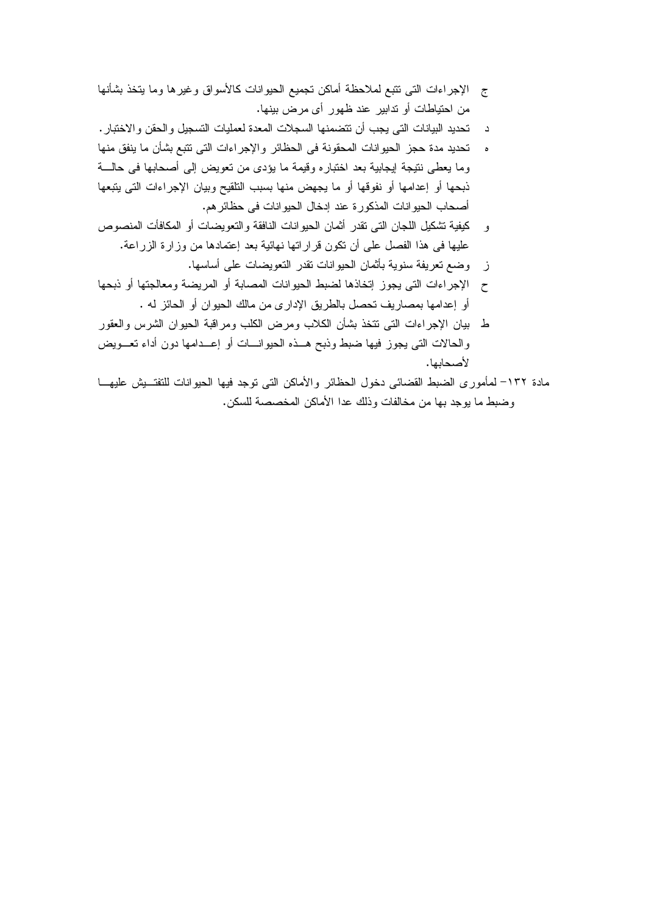ج  الإجراءات التى تتبع لملاحظة أماكن تجميع الحيوانات كالأسواق وغيرها وما يتخذ بشأنها من احتياطات أو تدابير عند ظهور أى مرض بينها.

د  تحديد البيانات التى يجب أن تتضمنها السجلات المعدة لعمليات التسجيل والحقن والاختبار.

ه  تحديد مدة حجز الحيوانات المحقونة فى الحظائر والإجراءات التى تتبع بشأن ما ينفق منها وما يعطى نتيجة إيجابية بعد اختباره وقيمة ما يؤدى من تعويض إلى أصحابها فى حالة ذبحها أو إعدامها أو نفوقها أو ما يجهض منها بسبب التلقيح وبيان الإجراءات التى يتبعها أصحاب الحيوانات المذكورة عند إدخال الحيوانات فى حظائرهم.

و  كيفية تشكيل اللجان التى تقدر أثمان الحيوانات النافقة والتعويضات أو المكافأت المنصوص عليها فى هذا الفصل على أن تكون قراراتها نهائية بعد إعتمادها من وزارة الزراعة.

ز  وضع تعريفة سنوية بأثمان الحيوانات تقدر التعويضات على أساسها.

ح  الإجراءات التى يجوز إتخاذها لضبط الحيوانات المصابة أو المريضة ومعالجتها أو ذبحها أو إعدامها بمصاريف تحصل بالطريق الإدارى من مالك الحيوان أو الحائز له .

ط  بيان الإجراءات التى تتخذ بشأن الكلاب ومرض الكلب ومراقبة الحيوان الشرس والعقور والحالات التى يجوز فيها ضبط وذبح هذه الحيوانات أو إعدامها دون أداء تعويض لأصحابها.

مادة ١٣٢- لمأمورى الضبط القضائى دخول الحظائر والأماكن التى توجد فيها الحيوانات للتفتيش عليها وضبط ما يوجد بها من مخالفات وذلك عدا الأماكن المخصصة للسكن.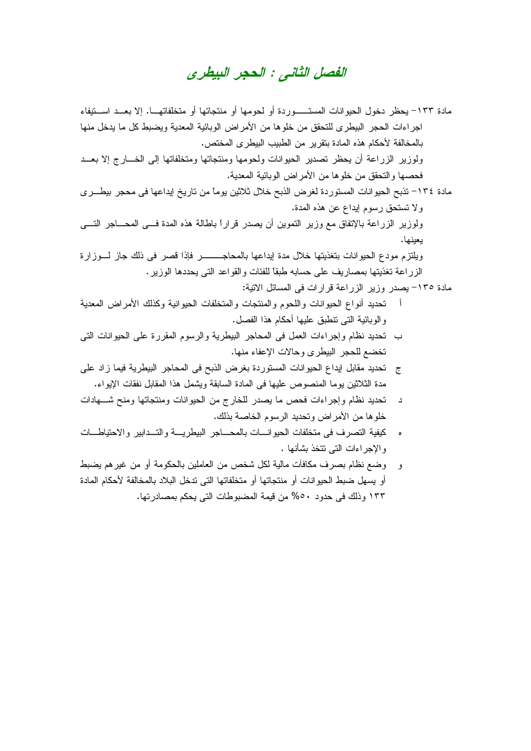# الفصل الثانى : الحجر البيطرى

مادة ١٣٣– يحظر دخول الحيوانات المستوردة أو لحومها أو منتجاتها أو متخلفاتها. إلا بعد استيفاء اجراءات الحجر البيطرى للتحقق من خلوها من الأمراض الوبائية المعدية ويضبط كل ما يدخل منها بالمخالفة لأحكام هذه المادة بتقرير من الطبيب البيطرى المختص.

ولوزير الزراعة أن يحظر تصدير الحيوانات ولحومها ومنتجاتها ومتخلفاتها إلى الخارج إلا بعد فحصها والتحقق من خلوها من الأمراض الوبائية المعدية.

مادة ١٣٤– تذبح الحيوانات المستوردة لغرض الذبح خلال ثلاثين يوماً من تاريخ إيداعها فى محجر بيطرى ولا تستحق رسوم إيداع عن هذه المدة.

ولوزير الزراعة بالإتفاق مع وزير التموين أن يصدر قراراً باطالة هذه المدة فى المحاجر التى يعينها.

ويلتزم مودع الحيوانات بتغذيتها خلال مدة إيداعها بالمحاجر فإذا قصر فى ذلك جاز لوزارة الزراعة تغذيتها بمصاريف على حسابه طبقاً للفئات والقواعد التى يحددها الوزير.

مادة ١٣٥– يصدر وزير الزراعة قرارات فى المسائل الاتية:

- أ تحديد أنواع الحيوانات واللحوم والمنتجات والمتخلفات الحيوانية وكذلك الأمراض المعدية والوبائية التى تنطبق عليها أحكام هذا الفصل.
- ب تحديد نظام وإجراءات العمل فى المحاجر البيطرية والرسوم المقررة على الحيوانات التى تخضع للحجر البيطرى وحالات الإعفاء منها.
- ج تحديد مقابل إيداع الحيوانات المستوردة بغرض الذبح فى المحاجر البيطرية فيما زاد على مدة الثلاثين يوما المنصوص عليها فى المادة السابقة ويشمل هذا المقابل نفقات الإيواء.
- د تحديد نظام وإجراءات فحص ما يصدر للخارج من الحيوانات ومنتجاتها ومنح شهادات خلوها من الأمراض وتحديد الرسوم الخاصة بذلك.
- ه كيفية التصرف فى متخلفات الحيوانات بالمحاجر البيطرية والتدابير والاحتياطات والإجراءات التى تتخذ بشأنها .
- و وضع نظام بصرف مكافآت مالية لكل شخص من العاملين بالحكومة أو من غيرهم يضبط أو يسهل ضبط الحيوانات أو منتجاتها أو متخلفاتها التى تدخل البلاد بالمخالفة لأحكام المادة ١٣٣ وذلك فى حدود ٥٠% من قيمة المضبوطات التى يحكم بمصادرتها.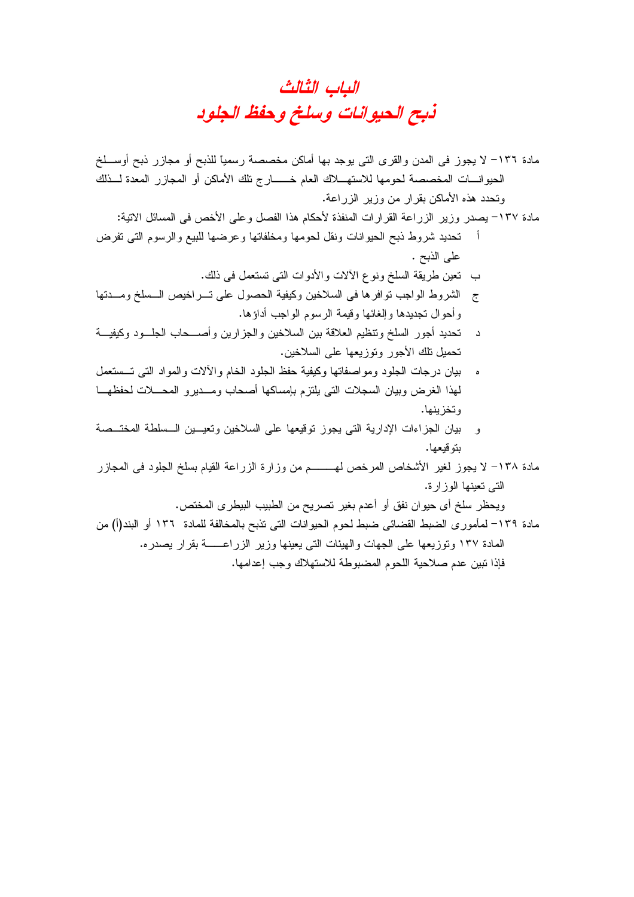# الباب الثالث
# ذبح الحيوانات وسلخ وحفظ الجلود

مادة ١٣٦- لا يجوز فى المدن والقرى التى يوجد بها أماكن مخصصة رسمياً للذبح أو مجازر ذبح أوسلخ الحيوانات المخصصة لحومها للاستهلاك العام خارج تلك الأماكن أو المجازر المعدة لذلك وتحدد هذه الأماكن بقرار من وزير الزراعة.

مادة ١٣٧- يصدر وزير الزراعة القرارات المنفذة لأحكام هذا الفصل وعلى الأخص فى المسائل الاتية:

- أ تحديد شروط ذبح الحيوانات ونقل لحومها ومخلفاتها وعرضها للبيع والرسوم التى تفرض على الذبح .
- ب تعين طريقة السلخ ونوع الآلات والأدوات التى تستعمل فى ذلك.
- ج الشروط الواجب توافرها فى السلاخين وكيفية الحصول على تراخيص السلخ ومدتها وأحوال تجديدها وإلغائها وقيمة الرسوم الواجب أداؤها.
- د تحديد أجور السلخ وتنظيم العلاقة بين السلاخين والجزارين وأصحاب الجلود وكيفية تحميل تلك الأجور وتوزيعها على السلاخين.
- ه بيان درجات الجلود ومواصفاتها وكيفية حفظ الجلود الخام والآلات والمواد التى تستعمل لهذا الغرض وبيان السجلات التى يلتزم بإمساكها أصحاب ومديرو المحلات لحفظها وتخزينها.
- و بيان الجزاءات الإدارية التى يجوز توقيعها على السلاخين وتعيين السلطة المختصة بتوقيعها.

مادة ١٣٨- لا يجوز لغير الأشخاص المرخص لهم من وزارة الزراعة القيام بسلخ الجلود فى المجازر التى تعينها الوزارة.

ويحظر سلخ أى حيوان نفق أو أعدم بغير تصريح من الطبيب البيطرى المختص.

مادة ١٣٩- لمأمورى الضبط القضائى ضبط لحوم الحيوانات التى تذبح بالمخالفة للمادة ١٣٦ أو البند(أ) من المادة ١٣٧ وتوزيعها على الجهات والهيئات التى يعينها وزير الزراعة بقرار يصدره.

فإذا تبين عدم صلاحية اللحوم المضبوطة للاستهلاك وجب إعدامها.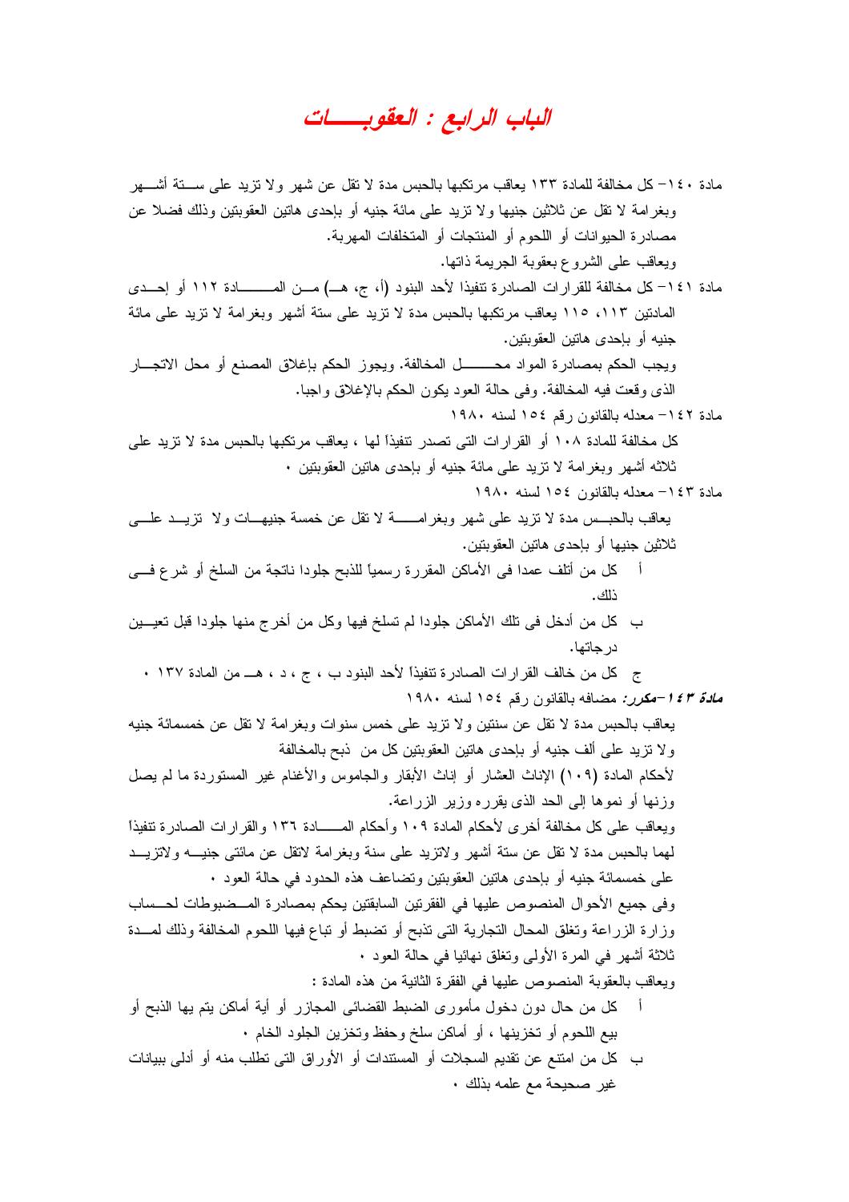# الباب الرابع : العقوبـــات

مادة ١٤٠– كل مخالفة للمادة ١٣٣ يعاقب مرتكبها بالحبس مدة لا تقل عن شهر ولا تزيد على ستة أشهر وبغرامة لا تقل عن ثلاثين جنيها ولا تزيد على مائة جنيه أو بإحدى هاتين العقوبتين وذلك فضلا عن مصادرة الحيوانات أو اللحوم أو المنتجات أو المتخلفات المهربة.

ويعاقب على الشروع بعقوبة الجريمة ذاتها.

مادة ١٤١– كل مخالفة للقرارات الصادرة تنفيذا لأحد البنود (أ، ج، هـ) من المادة ١١٢ أو إحدى المادتين ١١٣، ١١٥ يعاقب مرتكبها بالحبس مدة لا تزيد على ستة أشهر وبغرامة لا تزيد على مائة جنيه أو بإحدى هاتين العقوبتين.

ويجب الحكم بمصادرة المواد محل المخالفة. ويجوز الحكم بإغلاق المصنع أو محل الاتجار الذى وقعت فيه المخالفة. وفى حالة العود يكون الحكم بالإغلاق واجبا.

مادة ١٤٢– معدله بالقانون رقم ١٥٤ لسنه ١٩٨٠

كل مخالفة للمادة ١٠٨ أو القرارات التى تصدر تنفيذاً لها ، يعاقب مرتكبها بالحبس مدة لا تزيد على ثلاثه أشهر وبغرامة لا تزيد على مائة جنيه أو بإحدى هاتين العقوبتين •

مادة ١٤٣– معدله بالقانون رقم ١٥٤ لسنه ١٩٨٠

يعاقب بالحبس مدة لا تزيد على شهر وبغرامة لا تقل عن خمسة جنيهات ولا تزيد على ثلاثين جنيها أو بإحدى هاتين العقوبتين.

أ كل من أتلف عمدا فى الأماكن المقررة رسمياً للذبح جلودا ناتجة من السلخ أو شرع فى ذلك.

ب كل من أدخل فى تلك الأماكن جلودا لم تسلخ فيها وكل من أخرج منها جلودا قبل تعيين درجاتها.

ج كل من خالف القرارات الصادرة تنفيذاً لأحد البنود ب ، ج ، د ، هـ من المادة ١٣٧ •

***مادة ١٤٣ –مكرر:*** مضافه بالقانون رقم ١٥٤ لسنه ١٩٨٠

يعاقب بالحبس مدة لا تقل عن سنتين ولا تزيد على خمس سنوات وبغرامة لا تقل عن خمسمائة جنيه ولا تزيد على ألف جنيه أو بإحدى هاتين العقوبتين كل من ذبح بالمخالفة لأحكام المادة (١٠٩) الإناث العشار أو إناث الأبقار والجاموس والأغنام غير المستوردة ما لم يصل وزنها أو نموها إلى الحد الذى يقرره وزير الزراعة.

ويعاقب على كل مخالفة أخرى لأحكام المادة ١٠٩ وأحكام المادة ١٣٦ والقرارات الصادرة تنفيذاً لهما بالحبس مدة لا تقل عن ستة أشهر ولاتزيد على سنة وبغرامة لاتقل عن مائتى جنيه ولاتزيد على خمسمائة جنيه أو بإحدى هاتين العقوبتين وتضاعف هذه الحدود في حالة العود •

وفى جميع الأحوال المنصوص عليها في الفقرتين السابقتين يحكم بمصادرة المضبوطات لحساب وزارة الزراعة وتغلق المحال التجارية التى تذبح أو تضبط أو تباع فيها اللحوم المخالفة وذلك لمدة ثلاثة أشهر في المرة الأولى وتغلق نهائيا في حالة العود •

ويعاقب بالعقوبة المنصوص عليها في الفقرة الثانية من هذه المادة :

أ كل من حال دون دخول مأمورى الضبط القضائى المجازر أو أية أماكن يتم بها الذبح أو بيع اللحوم أو تخزينها ، أو أماكن سلخ وحفظ وتخزين الجلود الخام •

ب كل من امتنع عن تقديم السجلات أو المستندات أو الأوراق التى تطلب منه أو أدلى ببيانات غير صحيحة مع علمه بذلك •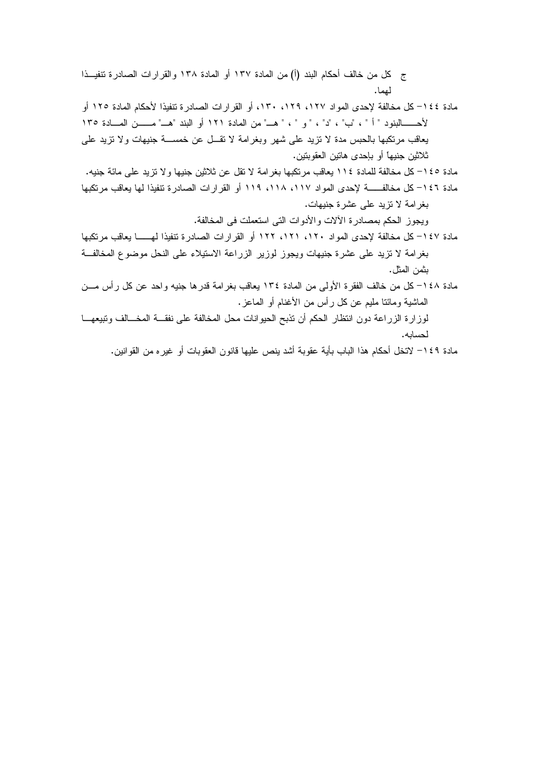ج كل من خالف أحكام البند (أ) من المادة ١٣٧ أو المادة ١٣٨ والقرارات الصادرة تنفيذا لهما.

مادة ١٤٤– كل مخالفة لإحدى المواد ١٢٧، ١٢٩، ١٣٠، أو القرارات الصادرة تنفيذا لأحكام المادة ١٢٥ أو لأحكام البنود " أ " ، "ب" ، "د" ، " و " ، " هـ" من المادة ١٢١ أو البند "هـ" من المادة ١٣٥ يعاقب مرتكبها بالحبس مدة لا تزيد على شهر وبغرامة لا تقل عن خمسة جنيهات ولا تزيد على ثلاثين جنيهاً أو بإحدى هاتين العقوبتين.

مادة ١٤٥– كل مخالفة للمادة ١١٤ يعاقب مرتكبها بغرامة لا تقل عن ثلاثين جنيها ولا تزيد على مائة جنيه.

مادة ١٤٦– كل مخالفة لإحدى المواد ١١٧، ١١٨، ١١٩ أو القرارات الصادرة تنفيذا لها يعاقب مرتكبها بغرامة لا تزيد على عشرة جنيهات.

ويجوز الحكم بمصادرة الآلات والأدوات التى استعملت فى المخالفة.

مادة ١٤٧– كل مخالفة لإحدى المواد ١٢٠، ١٢١، ١٢٢ أو القرارات الصادرة تنفيذا لها يعاقب مرتكبها بغرامة لا تزيد على عشرة جنيهات ويجوز لوزير الزراعة الاستيلاء على النحل موضوع المخالفة بثمن المثل.

مادة ١٤٨– كل من خالف الفقرة الأولى من المادة ١٣٤ يعاقب بغرامة قدرها جنيه واحد عن كل رأس من الماشية ومائتا مليم عن كل رأس من الأغنام أو الماعز.

لوزارة الزراعة دون انتظار الحكم أن تذبح الحيوانات محل المخالفة على نفقة المخالف وتبيعها لحسابه.

مادة ١٤٩– لاتخل أحكام هذا الباب بأية عقوبة أشد ينص عليها قانون العقوبات أو غيره من القوانين.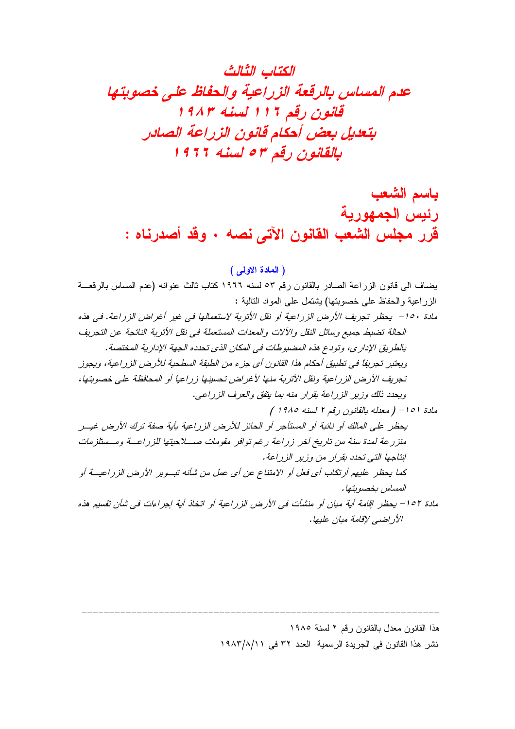# الكتاب الثالث
# عدم المساس بالرقعة الزراعية والحفاظ على خصوبتها
# قانون رقم ١١٦ لسنه ١٩٨٣
# بتعديل بعض أحكام قانون الزراعة الصادر
# بالقانون رقم ٥٣ لسنه ١٩٦٦

## باسم الشعب
## رئيس الجمهورية
## قرر مجلس الشعب القانون الآتى نصه ، وقد أصدرناه :

**( المادة الاولى )**

يضاف الى قانون الزراعة الصادر بالقانون رقم ٥٣ لسنه ١٩٦٦ كتاب ثالث عنوانه (عدم المساس بالرقعة الزراعية والحفاظ على خصوبتها) يشتمل على المواد التالية :

*مادة ١٥٠- يحظر تجريف الأرض الزراعية أو نقل الأتربة لاستعمالها فى غير أغراض الزراعة. فى هذه الحالة تضبط جميع وسائل النقل والآلات والمعدات المستعملة فى نقل الأتربة الناتجة عن التجريف بالطريق الإدارى، وتودع هذه المضبوطات فى المكان الذى تحدده الجهة الإدارية المختصة.*

*ويعتبر تجريفاً فى تطبيق أحكام هذا القانون أى جزء من الطبقة السطحية للأرض الزراعية، ويجوز تجريف الأرض الزراعية ونقل الأتربة منها لأغراض تحسينها زراعياً أو المحافظة على خصوبتها، ويحدد ذلك وزير الزراعة بقرار منه بما يتفق والعرف الزراعى.*

*مادة ١٥١- ( معدله بالقانون رقم ٢ لسنه ١٩٨٥ )*

*يحظر على المالك أو نائبة أو المستأجر أو الحائز للأرض الزراعية بأية صفة ترك الأرض غير منزرعة لمدة سنة من تاريخ آخر زراعة رغم توافر مقومات صلاحيتها للزراعة ومستلزمات إنتاجها التى تحدد بقرار من وزير الزراعة.*

*كما يحظر عليهم أرتكاب أى فعل أو الامتناع عن أى عمل من شأنه تبوير الأرض الزراعية أو المساس بخصوبتها.*

*مادة ١٥٢- يحظر إقامة أية مبان أو منشآت فى الأرض الزراعية أو اتخاذ أية إجراءات فى شأن تقسيم هذه الأراضى لإقامة مبان عليها.*

---

هذا القانون معدل بالقانون رقم ٢ لسنة ١٩٨٥

نشر هذا القانون فى الجريدة الرسمية العدد ٣٢ فى ١٩٨٣/٨/١١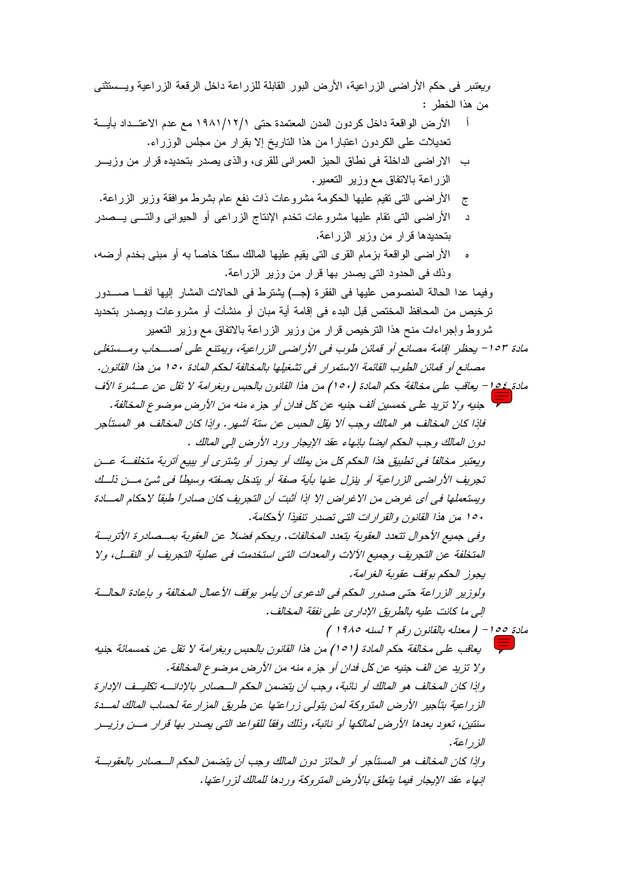ويعتبر فى حكم الأراضى الزراعية، الأرض البور القابلة للزراعة داخل الرقعة الزراعية ويستثنى من هذا الخطر :

- أ الأرض الواقعة داخل كردون المدن المعتمدة حتى ١٩٨١/١٢/١ مع عدم الاعتداد بأية تعديلات على الكردون اعتباراً من هذا التاريخ إلا بقرار من مجلس الوزراء.
- ب الاراضى الداخلة فى نطاق الحيز العمرانى للقرى، والذى يصدر بتحديده قرار من وزير الزراعة بالاتفاق مع وزير التعمير.
- ج الأراضى التى تقيم عليها الحكومة مشروعات ذات نفع عام بشرط موافقة وزير الزراعة.
- د الأراضى التى تقام عليها مشروعات تخدم الإنتاج الزراعى أو الحيوانى والتى يصدر بتحديدها قرار من وزير الزراعة.
- هـ الأراضى الواقعة بزمام القرى التى يقيم عليها المالك سكناً خاصاً به أو مبنى بخدم أرضه، وذك فى الحدود التى يصدر بها قرار من وزير الزراعة.

وفيما عدا الحالة المنصوص عليها فى الفقرة (جـ) يشترط فى الحالات المشار إليها آنفا صدور ترخيص من المحافظ المختص قبل البدء فى إقامة أية مبان أو منشآت أو مشروعات ويصدر بتحديد شروط وإجراءات منح هذا الترخيص قرار من وزير الزراعة بالاتفاق مع وزير التعمير

*مادة ١٥٣- يحظر إقامة مصانع أو قمائن طوب فى الأراضى الزراعية، ويمتنع على أصحاب ومستغلى مصانع أو قمائن الطوب القائمة الاستمرار فى تشغيلها بالمخالفة لحكم المادة ١٥٠ من هذا القانون.*

*مادة ١٥٤- يعاقب على مخالفة حكم المادة (١٥٠) من هذا القانون بالحبس وبغرامة لا تقل عن عشرة الآف جنيه ولا تزيد على خمسين ألف جنيه عن كل فدان أو جزء منه من الأرض موضوع المخالفة.*

*فإذا كان المخالف هو المالك وجب ألا يقل الحبس عن ستة أشهر. وإذا كان المخالف هو المستأجر دون المالك وجب الحكم ايضاً بإنهاء عقد الإيجار ورد الأرض إلى المالك .*

*ويعتبر مخالفاً فى تطبيق هذا الحكم كل من يملك أو يحوز أو يشترى أو يبيع أتربة متخلفة عن تجريف الأراضى الزراعية أو ينزل عنها بأية صفة أو يتدخل بصفته وسيطاً فى شئ من ذلك ويستعملها فى أى غرض من الاغراض إلا إذا أثبت أن التجريف كان صادراً طبقاً لاحكام المادة ١٥٠ من هذا القانون والقرارات التى تصدر تنفيذاً لأحكامة.*

*وفى جميع الأحوال تتعدد العقوبة بتعدد المخالفات. ويحكم فضلا عن العقوبة بمصادرة الأتربة المتخلفة عن التجريف وجميع الآلات والمعدات التى استخدمت فى عملية التجريف أو النقل، ولا يجوز الحكم بوقف عقوبة الغرامة.*

*ولوزير الزراعة حتى صدور الحكم فى الدعوى أن يأمر بوقف الأعمال المخالفة و بإعادة الحالة إلى ما كانت عليه بالطريق الإدارى على نفقة المخالف.*

*مادة ١٥٥- ( معدله بالقانون رقم ٢ لسنه ١٩٨٥ )*

*يعاقب على مخالفة حكم المادة (١٥١) من هذا القانون بالحبس وبغرامة لا تقل عن خمسمائة جنيه ولا تزيد عن الف جنيه عن كل فدان أو جزء منه من الأرض موضوع المخالفة.*

*وإذا كان المخالف هو المالك أو نائبة، وجب أن يتضمن الحكم الصادر بالإدانه تكليف الإدارة الزراعية بتأجير الأرض المتروكة لمن يتولى زراعتها عن طريق المزارعة لحساب المالك لمدة سنتين، تعود بعدها الأرض لمالكها أو نائبة، وذلك وفقاً للقواعد التى يصدر بها قرار من وزير الزراعة.*

*وإذا كان المخالف هو المستأجر أو الحائز دون المالك وجب أن يتضمن الحكم الصادر بالعقوبة إنهاء عقد الإيجار فيما يتعلق بالأرض المتروكة وردها للمالك لزراعتها.*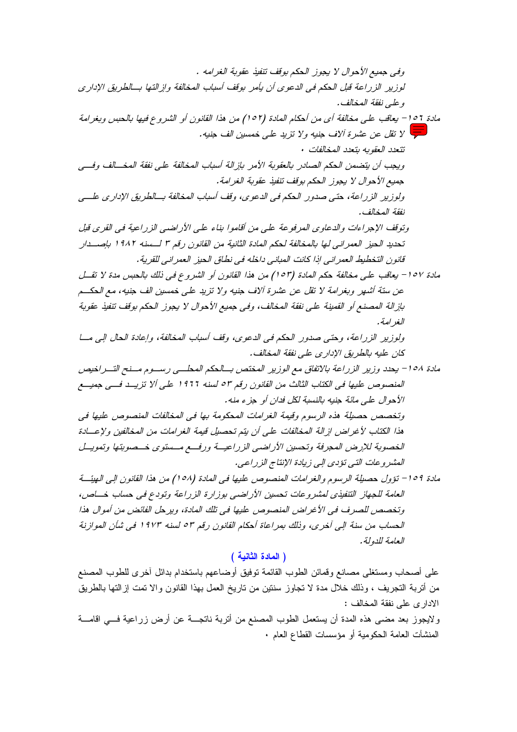وفى جميع الأحوال لا يجوز الحكم بوقف تنفيذ عقوبة الغرامه .

لوزير الزراعة قبل الحكم فى الدعوى أن يأمر بوقف أسباب المخالفة وازالتها بـالطريق الإدارى وعلى نفقة المخالف.

مادة ١٥٦– يعاقب على مخالفة أى من أحكام المادة (١٥٢) من هذا القانون أو الشروع فيها بالحبس وبغرامة لا تقل عن عشرة آلاف جنيه ولا تزيد على خمسين الف جنيه.

تتعدد العقوبه بتعدد المخالفات .

ويجب أن يتضمن الحكم الصادر بالعقوبة الأمر بإزالة أسباب المخالفة على نفقة المخالف وفى جميع الأحوال لا يجوز الحكم بوقف تنفيذ عقوبة الغرامة.

ولوزير الزراعة، حتى صدور الحكم فى الدعوى، وقف أسباب المخالفة بـالطريق الإدارى على نفقة المخالف.

وتوقف الإجراءات والدعاوى المرفوعة على من أقاموا بناء على الأراضى الزراعية فى القرى قبل تحديد الحيز العمرانى لها بالمخالفة لحكم المادة الثانية من القانون رقم ٣ لسنه ١٩٨٢ بإصدار قانون التخطيط العمرانى إذا كانت المبانى داخله فى نطاق الحيز العمرانى للقرية.

مادة ١٥٧– يعاقب على مخالفة حكم المادة (١٥٣) من هذا القانون أو الشروع فى ذلك بالحبس مدة لا تقل عن ستة أشهر وبغرامة لا تقل عن عشرة آلاف جنيه ولا تزيد على خمسين الف جنيه، مع الحكم بإزالة المصنع أو القمينة على نفقة المخالف، وفى جميع الأحوال لا يجوز الحكم بوقف تنفيذ عقوبة الغرامة.

ولوزير الزراعة، وحتى صدور الحكم فى الدعوى، وقف أسباب المخالفة، وإعادة الحال إلى ما كان عليه بالطريق الإدارى على نفقة المخالف.

مادة ١٥٨– يحدد وزير الزراعة بالاتفاق مع الوزير المختص بالحكم المحلى رسوم منح التراخيص المنصوص عليها فى الكتاب الثالث من القانون رقم ٥٣ لسنه ١٩٦٦ على ألا تزيد فى جميع الأحوال على مائة جنيه بالنسبة لكل فدان أو جزء منه.

وتخصص حصيلة هذه الرسوم وقيمة الغرامات المحكومة بها فى المخالفات المنصوص عليها فى هذا الكتاب لأغراض إزالة المخالفات على أن يتم تحصيل قيمة الغرامات من المخالفين ولإعادة الخصوبة للارض المجرفة وتحسين الأراضى الزراعية ورفع مستوى خصوبتها وتمويل المشروعات التى تؤدى إلى زيادة الإنتاج الزراعى.

مادة ١٥٩– تؤول حصيلة الرسوم والغرامات المنصوص عليها فى المادة (١٥٨) من هذا القانون إلى الهيئة العامة للجهاز التنفيذى لمشروعات تحسين الأراضى بوزارة الزراعة وتودع فى حساب خاص، وتخصص للصرف فى الأغراض المنصوص عليها فى تلك المادة، ويرحل الفائض من أموال هذا الحساب من سنة إلى آخرى، وذلك بمراعاة أحكام القانون رقم ٥٣ لسنه ١٩٧٣ فى شأن الموازنة العامة للدولة.

## ( المادة الثانية )

على أصحاب ومستغلى مصانع وقمائن الطوب القائمة توفيق أوضاعهم باستخدام بدائل آخرى للطوب المصنع من أتربة التجريف ، وذلك خلال مدة لا تجاوز سنتين من تاريخ العمل بهذا القانون والا تمت إزالتها بالطريق الادارى على نفقة المخالف :

ولايجوز بعد مضى هذه المدة أن يستعمل الطوب المصنع من أتربة ناتجة عن أرض زراعية فى اقامة المنشآت العامة الحكومية أو مؤسسات القطاع العام .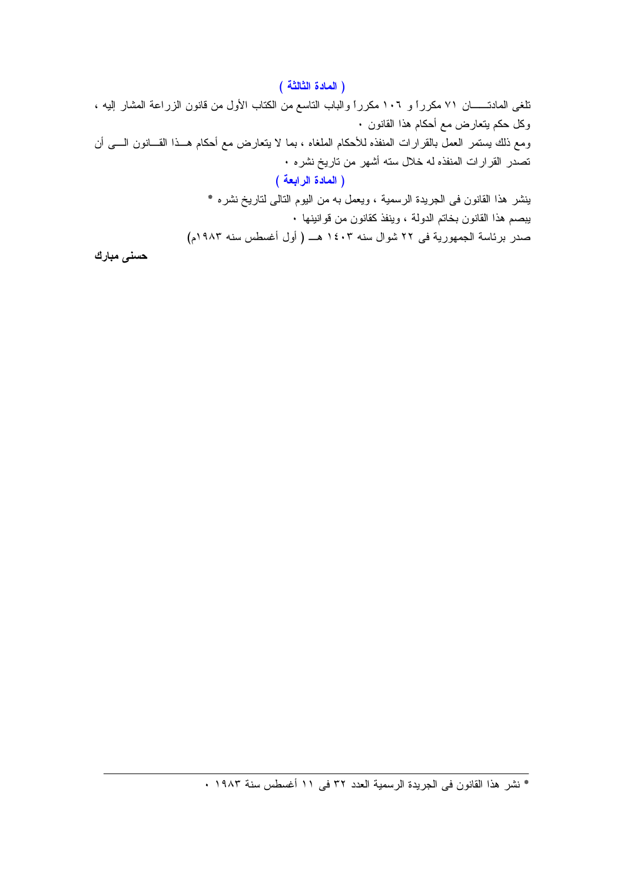## ( المادة الثالثة )

تلغى المادتـــان ٧١ مكرراً و ١٠٦ مكرراً والباب التاسع من الكتاب الأول من قانون الزراعة المشار إليه ، وكل حكم يتعارض مع أحكام هذا القانون ٠

ومع ذلك يستمر العمل بالقرارات المنفذه للأحكام الملغاه ، بما لا يتعارض مع أحكام هــذا القــانون الـــى أن تصدر القرارات المنفذه له خلال سته أشهر من تاريخ نشره ٠

## ( المادة الرابعة )

ينشر هذا القانون فى الجريدة الرسمية ، ويعمل به من اليوم التالى لتاريخ نشره *

يبصم هذا القانون بخاتم الدولة ، وينفذ كقانون من قوانينها ٠

صدر برئاسة الجمهورية فى ٢٢ شوال سنه ١٤٠٣ هــ ( أول أغسطس سنه ١٩٨٣م)

**حسنى مبارك**

---

* نشر هذا القانون فى الجريدة الرسمية العدد ٣٢ فى ١١ أغسطس سنة ١٩٨٣ ٠